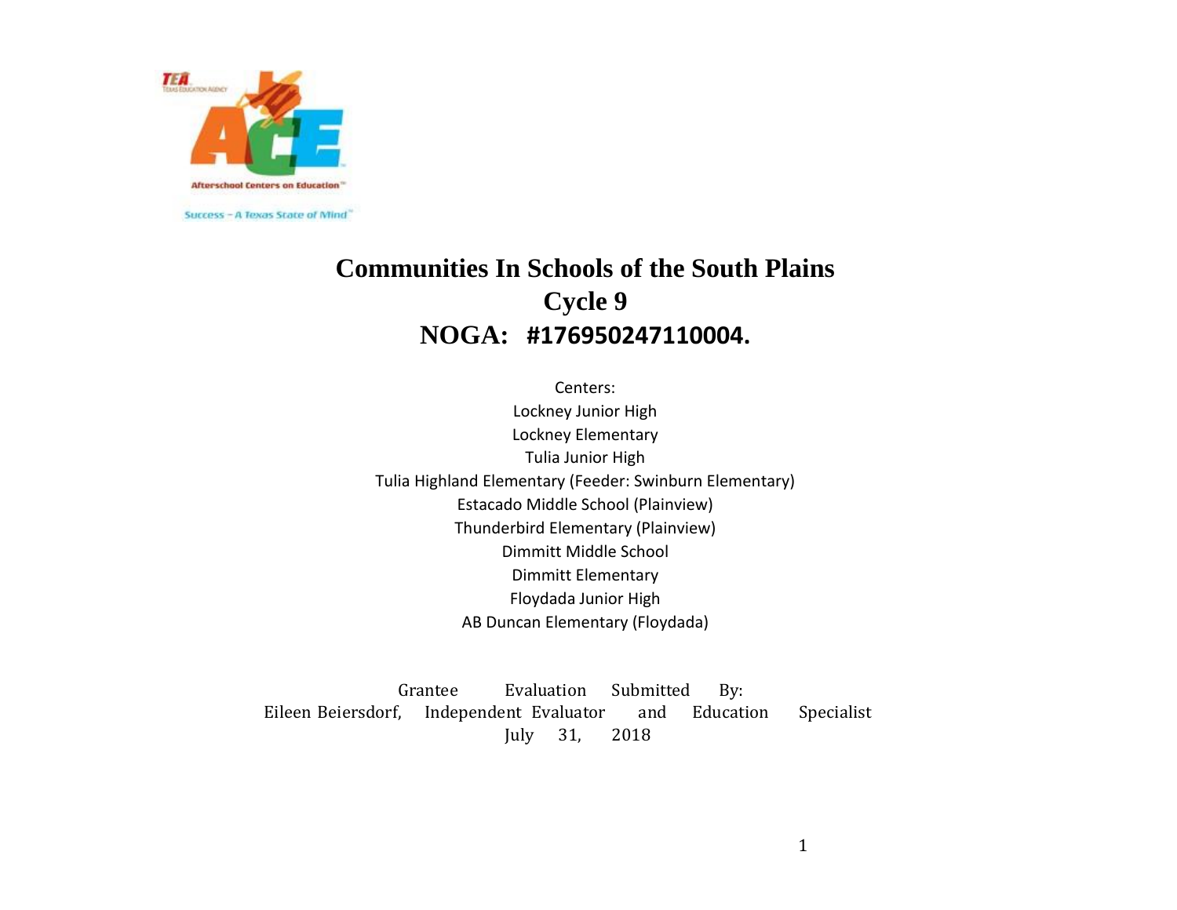# Communities In Schools of the South Plains

## Cycle 9

## NOGA: #176950247110004.

Centers:

Lockney Junior High
Lockney Elementary
Tulia Junior High
Tulia Highland Elementary (Feeder: Swinburn Elementary)
Estacado Middle School (Plainview)
Thunderbird Elementary (Plainview)
Dimmitt Middle School
Dimmitt Elementary
Floydada Junior High
AB Duncan Elementary (Floydada)

Grantee Evaluation Submitted By:
Eileen Beiersdorf, Independent Evaluator and Education Specialist
July 31, 2018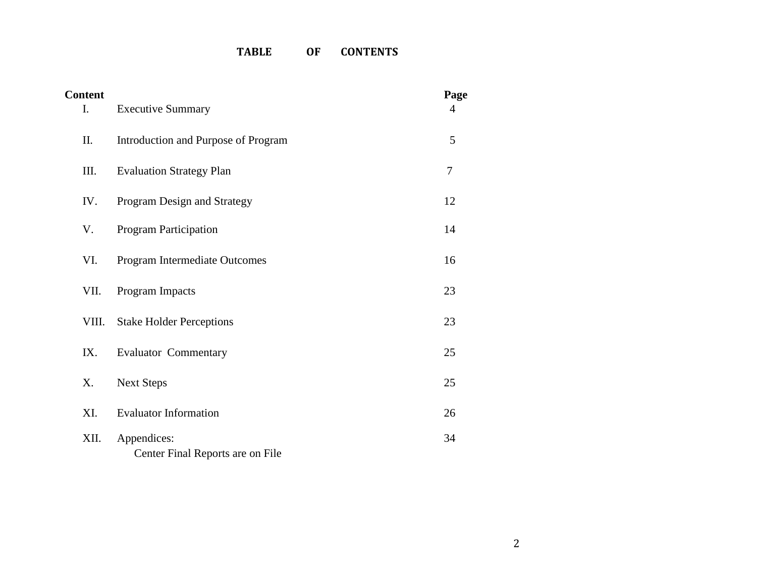# TABLE OF CONTENTS

| Content | | Page |
|---|---|---|
| I. | Executive Summary | 4 |
| II. | Introduction and Purpose of Program | 5 |
| III. | Evaluation Strategy Plan | 7 |
| IV. | Program Design and Strategy | 12 |
| V. | Program Participation | 14 |
| VI. | Program Intermediate Outcomes | 16 |
| VII. | Program Impacts | 23 |
| VIII. | Stake Holder Perceptions | 23 |
| IX. | Evaluator Commentary | 25 |
| X. | Next Steps | 25 |
| XI. | Evaluator Information | 26 |
| XII. | Appendices: Center Final Reports are on File | 34 |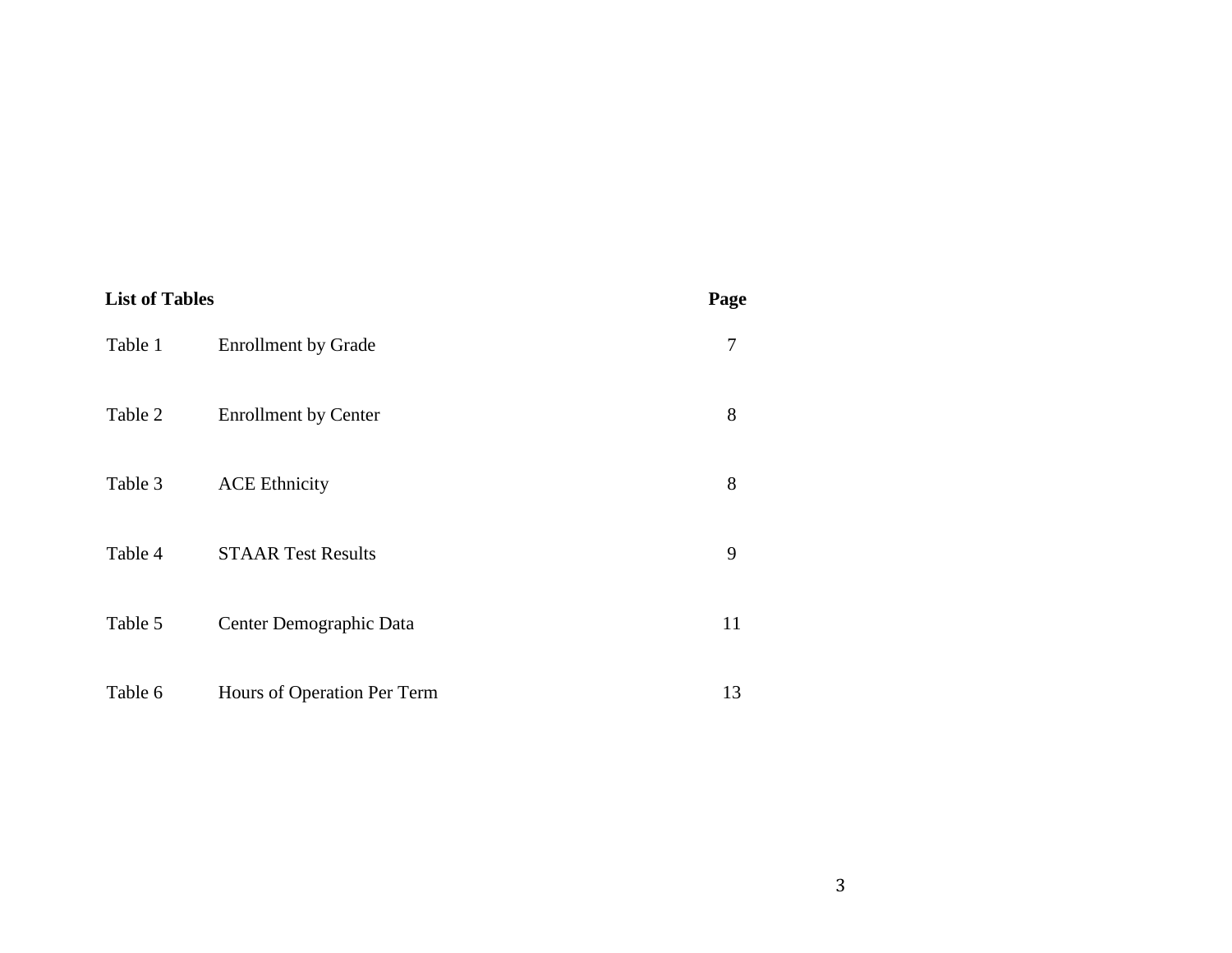| **List of Tables** | | **Page** |
|---|---|---|
| Table 1 | Enrollment by Grade | 7 |
| Table 2 | Enrollment by Center | 8 |
| Table 3 | ACE Ethnicity | 8 |
| Table 4 | STAAR Test Results | 9 |
| Table 5 | Center Demographic Data | 11 |
| Table 6 | Hours of Operation Per Term | 13 |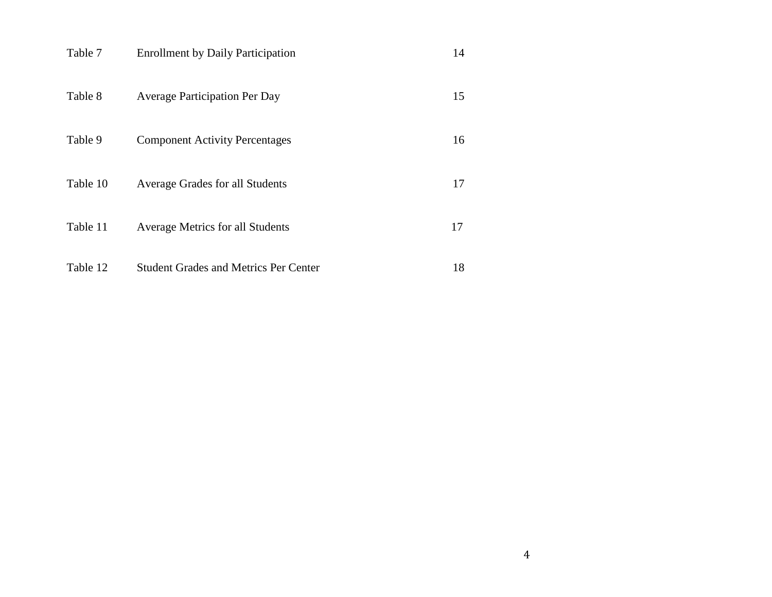| | | |
|---|---|---|
| Table 7 | Enrollment by Daily Participation | 14 |
| Table 8 | Average Participation Per Day | 15 |
| Table 9 | Component Activity Percentages | 16 |
| Table 10 | Average Grades for all Students | 17 |
| Table 11 | Average Metrics for all Students | 17 |
| Table 12 | Student Grades and Metrics Per Center | 18 |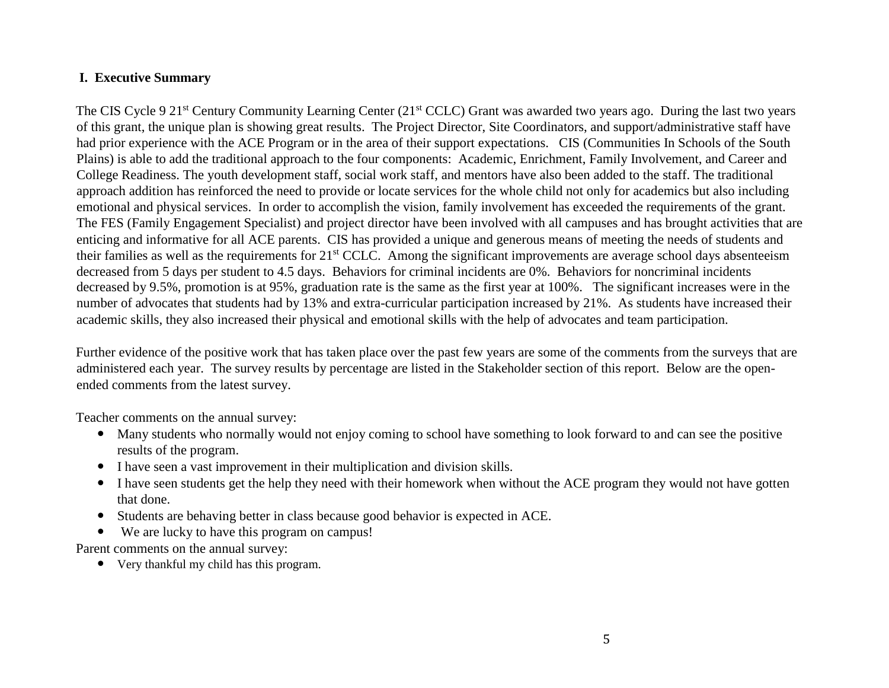## I. Executive Summary

The CIS Cycle 9 21st Century Community Learning Center (21st CCLC) Grant was awarded two years ago. During the last two years of this grant, the unique plan is showing great results. The Project Director, Site Coordinators, and support/administrative staff have had prior experience with the ACE Program or in the area of their support expectations. CIS (Communities In Schools of the South Plains) is able to add the traditional approach to the four components: Academic, Enrichment, Family Involvement, and Career and College Readiness. The youth development staff, social work staff, and mentors have also been added to the staff. The traditional approach addition has reinforced the need to provide or locate services for the whole child not only for academics but also including emotional and physical services. In order to accomplish the vision, family involvement has exceeded the requirements of the grant. The FES (Family Engagement Specialist) and project director have been involved with all campuses and has brought activities that are enticing and informative for all ACE parents. CIS has provided a unique and generous means of meeting the needs of students and their families as well as the requirements for 21st CCLC. Among the significant improvements are average school days absenteeism decreased from 5 days per student to 4.5 days. Behaviors for criminal incidents are 0%. Behaviors for noncriminal incidents decreased by 9.5%, promotion is at 95%, graduation rate is the same as the first year at 100%. The significant increases were in the number of advocates that students had by 13% and extra-curricular participation increased by 21%. As students have increased their academic skills, they also increased their physical and emotional skills with the help of advocates and team participation.

Further evidence of the positive work that has taken place over the past few years are some of the comments from the surveys that are administered each year. The survey results by percentage are listed in the Stakeholder section of this report. Below are the open-ended comments from the latest survey.

Teacher comments on the annual survey:

- Many students who normally would not enjoy coming to school have something to look forward to and can see the positive results of the program.
- I have seen a vast improvement in their multiplication and division skills.
- I have seen students get the help they need with their homework when without the ACE program they would not have gotten that done.
- Students are behaving better in class because good behavior is expected in ACE.
- We are lucky to have this program on campus!

Parent comments on the annual survey:

- Very thankful my child has this program.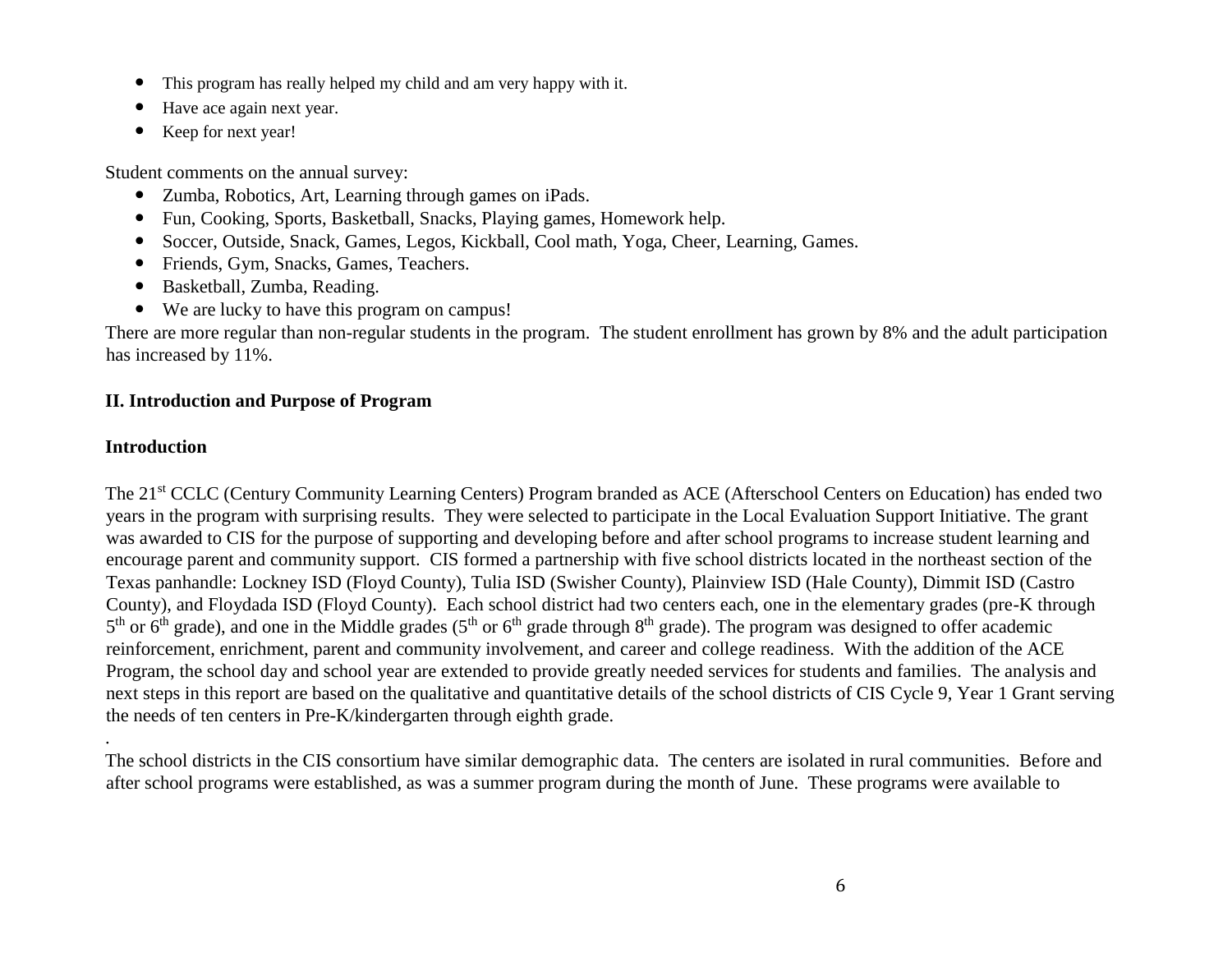- This program has really helped my child and am very happy with it.
- Have ace again next year.
- Keep for next year!

Student comments on the annual survey:

- Zumba, Robotics, Art, Learning through games on iPads.
- Fun, Cooking, Sports, Basketball, Snacks, Playing games, Homework help.
- Soccer, Outside, Snack, Games, Legos, Kickball, Cool math, Yoga, Cheer, Learning, Games.
- Friends, Gym, Snacks, Games, Teachers.
- Basketball, Zumba, Reading.
- We are lucky to have this program on campus!

There are more regular than non-regular students in the program. The student enrollment has grown by 8% and the adult participation has increased by 11%.

## II. Introduction and Purpose of Program

### Introduction

The 21st CCLC (Century Community Learning Centers) Program branded as ACE (Afterschool Centers on Education) has ended two years in the program with surprising results. They were selected to participate in the Local Evaluation Support Initiative. The grant was awarded to CIS for the purpose of supporting and developing before and after school programs to increase student learning and encourage parent and community support. CIS formed a partnership with five school districts located in the northeast section of the Texas panhandle: Lockney ISD (Floyd County), Tulia ISD (Swisher County), Plainview ISD (Hale County), Dimmit ISD (Castro County), and Floydada ISD (Floyd County). Each school district had two centers each, one in the elementary grades (pre-K through 5th or 6th grade), and one in the Middle grades (5th or 6th grade through 8th grade). The program was designed to offer academic reinforcement, enrichment, parent and community involvement, and career and college readiness. With the addition of the ACE Program, the school day and school year are extended to provide greatly needed services for students and families. The analysis and next steps in this report are based on the qualitative and quantitative details of the school districts of CIS Cycle 9, Year 1 Grant serving the needs of ten centers in Pre-K/kindergarten through eighth grade.

.

The school districts in the CIS consortium have similar demographic data. The centers are isolated in rural communities. Before and after school programs were established, as was a summer program during the month of June. These programs were available to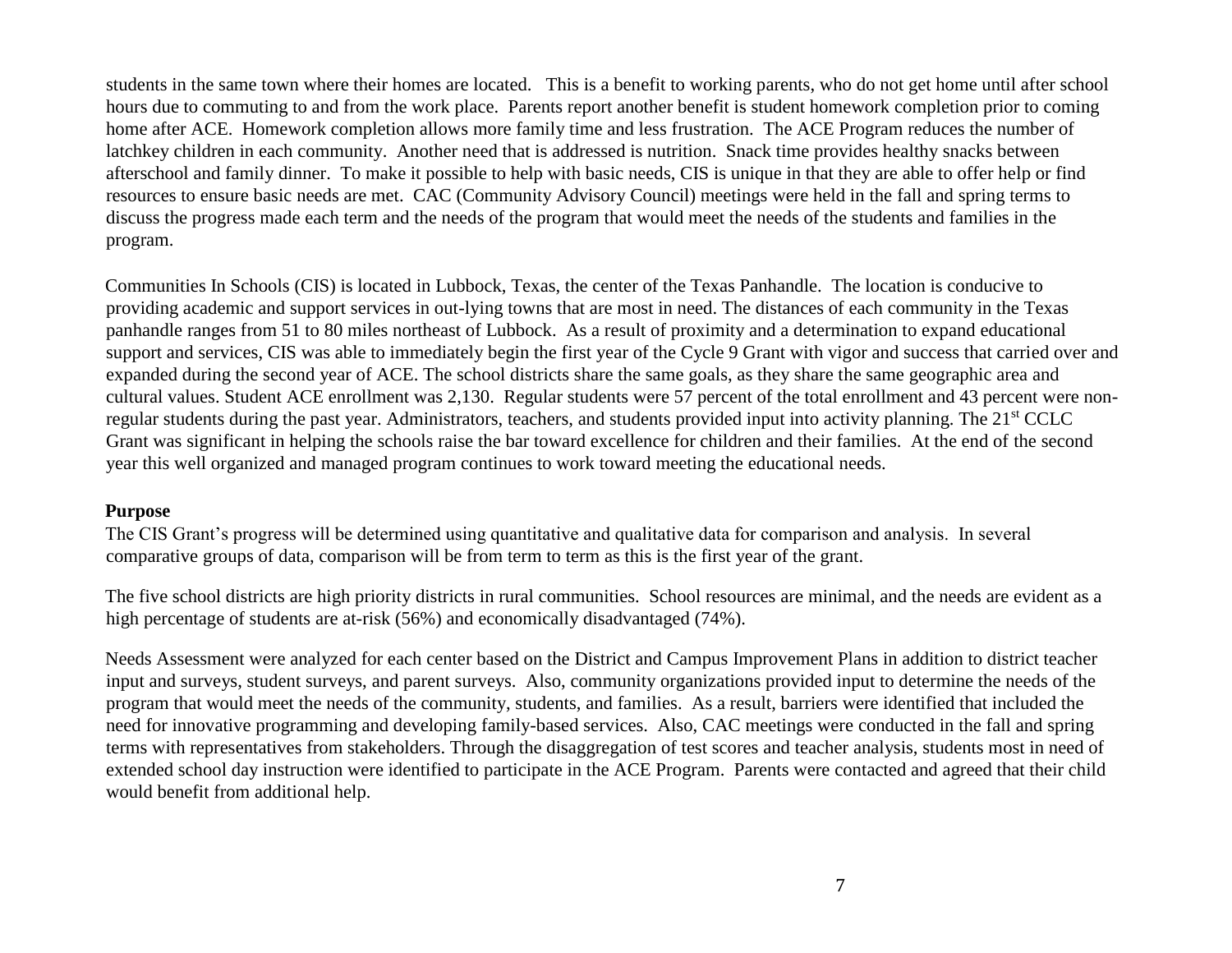students in the same town where their homes are located. This is a benefit to working parents, who do not get home until after school hours due to commuting to and from the work place. Parents report another benefit is student homework completion prior to coming home after ACE. Homework completion allows more family time and less frustration. The ACE Program reduces the number of latchkey children in each community. Another need that is addressed is nutrition. Snack time provides healthy snacks between afterschool and family dinner. To make it possible to help with basic needs, CIS is unique in that they are able to offer help or find resources to ensure basic needs are met. CAC (Community Advisory Council) meetings were held in the fall and spring terms to discuss the progress made each term and the needs of the program that would meet the needs of the students and families in the program.

Communities In Schools (CIS) is located in Lubbock, Texas, the center of the Texas Panhandle. The location is conducive to providing academic and support services in out-lying towns that are most in need. The distances of each community in the Texas panhandle ranges from 51 to 80 miles northeast of Lubbock. As a result of proximity and a determination to expand educational support and services, CIS was able to immediately begin the first year of the Cycle 9 Grant with vigor and success that carried over and expanded during the second year of ACE. The school districts share the same goals, as they share the same geographic area and cultural values. Student ACE enrollment was 2,130. Regular students were 57 percent of the total enrollment and 43 percent were non-regular students during the past year. Administrators, teachers, and students provided input into activity planning. The 21st CCLC Grant was significant in helping the schools raise the bar toward excellence for children and their families. At the end of the second year this well organized and managed program continues to work toward meeting the educational needs.

**Purpose**

The CIS Grant's progress will be determined using quantitative and qualitative data for comparison and analysis. In several comparative groups of data, comparison will be from term to term as this is the first year of the grant.

The five school districts are high priority districts in rural communities. School resources are minimal, and the needs are evident as a high percentage of students are at-risk (56%) and economically disadvantaged (74%).

Needs Assessment were analyzed for each center based on the District and Campus Improvement Plans in addition to district teacher input and surveys, student surveys, and parent surveys. Also, community organizations provided input to determine the needs of the program that would meet the needs of the community, students, and families. As a result, barriers were identified that included the need for innovative programming and developing family-based services. Also, CAC meetings were conducted in the fall and spring terms with representatives from stakeholders. Through the disaggregation of test scores and teacher analysis, students most in need of extended school day instruction were identified to participate in the ACE Program. Parents were contacted and agreed that their child would benefit from additional help.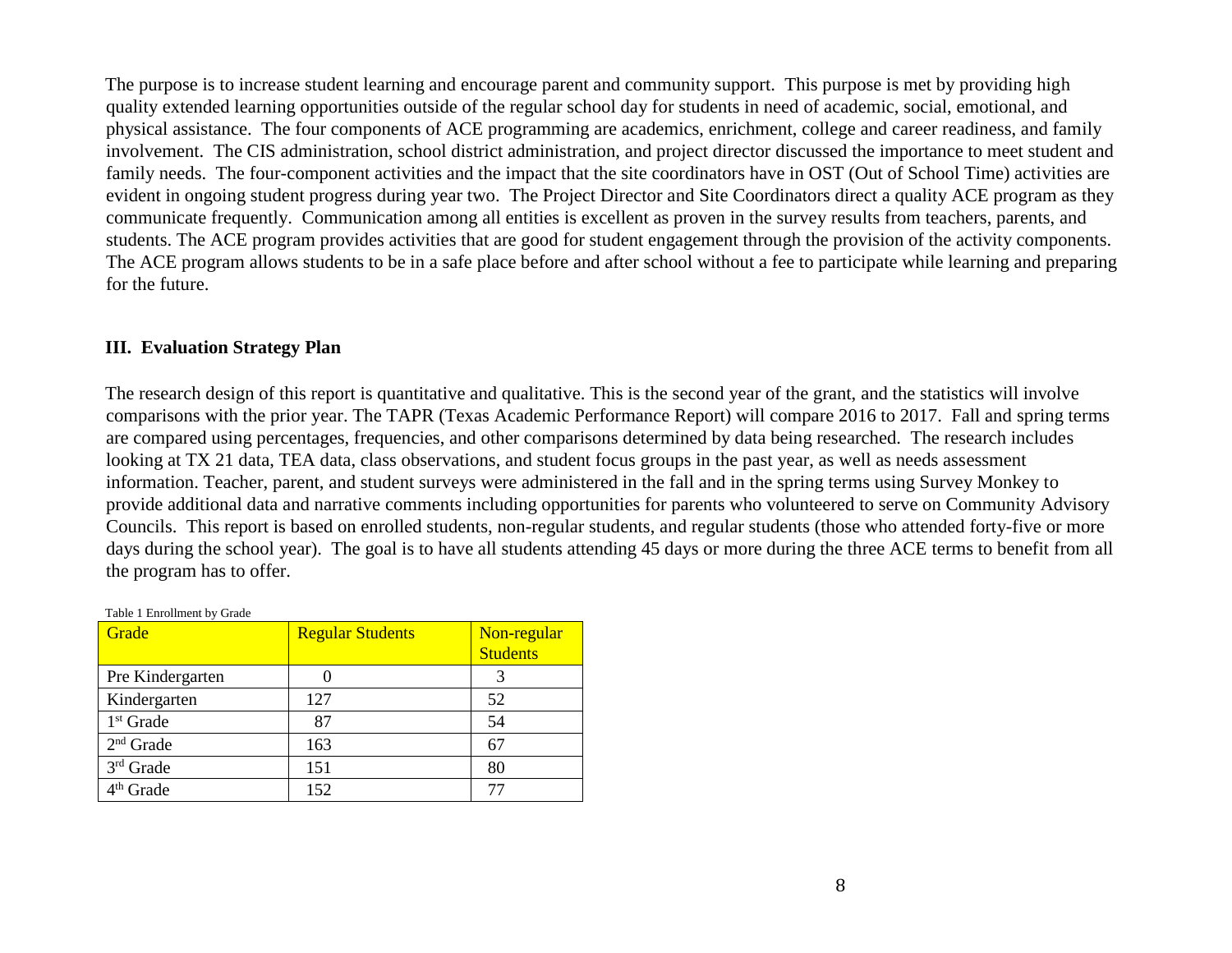The purpose is to increase student learning and encourage parent and community support. This purpose is met by providing high quality extended learning opportunities outside of the regular school day for students in need of academic, social, emotional, and physical assistance. The four components of ACE programming are academics, enrichment, college and career readiness, and family involvement. The CIS administration, school district administration, and project director discussed the importance to meet student and family needs. The four-component activities and the impact that the site coordinators have in OST (Out of School Time) activities are evident in ongoing student progress during year two. The Project Director and Site Coordinators direct a quality ACE program as they communicate frequently. Communication among all entities is excellent as proven in the survey results from teachers, parents, and students. The ACE program provides activities that are good for student engagement through the provision of the activity components. The ACE program allows students to be in a safe place before and after school without a fee to participate while learning and preparing for the future.

## III. Evaluation Strategy Plan

The research design of this report is quantitative and qualitative. This is the second year of the grant, and the statistics will involve comparisons with the prior year. The TAPR (Texas Academic Performance Report) will compare 2016 to 2017. Fall and spring terms are compared using percentages, frequencies, and other comparisons determined by data being researched. The research includes looking at TX 21 data, TEA data, class observations, and student focus groups in the past year, as well as needs assessment information. Teacher, parent, and student surveys were administered in the fall and in the spring terms using Survey Monkey to provide additional data and narrative comments including opportunities for parents who volunteered to serve on Community Advisory Councils. This report is based on enrolled students, non-regular students, and regular students (those who attended forty-five or more days during the school year). The goal is to have all students attending 45 days or more during the three ACE terms to benefit from all the program has to offer.

Table 1 Enrollment by Grade

| Grade | Regular Students | Non-regular Students |
| --- | --- | --- |
| Pre Kindergarten | 0 | 3 |
| Kindergarten | 127 | 52 |
| 1st Grade | 87 | 54 |
| 2nd Grade | 163 | 67 |
| 3rd Grade | 151 | 80 |
| 4th Grade | 152 | 77 |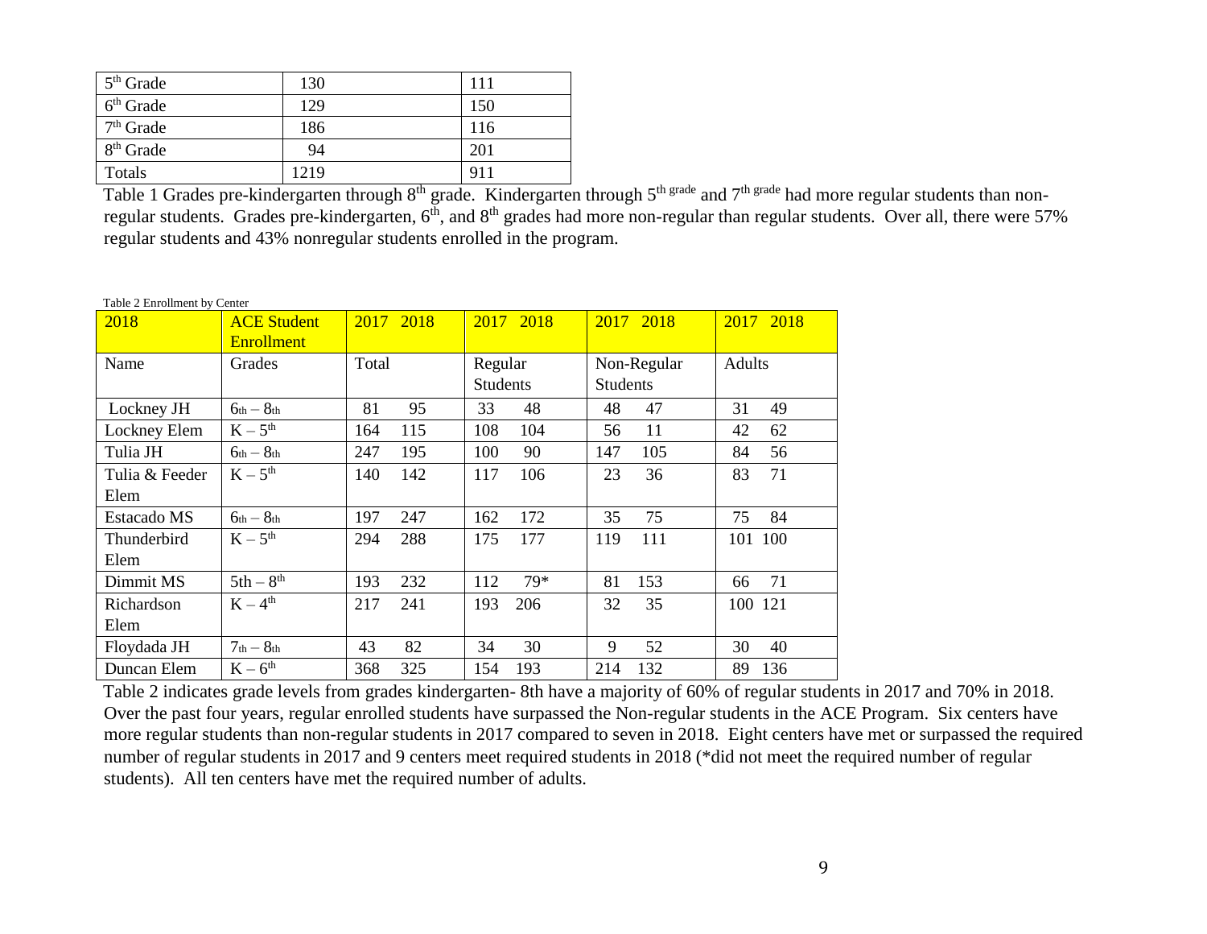| 5th Grade | 130 | 111 |
|---|---|---|
| 6th Grade | 129 | 150 |
| 7th Grade | 186 | 116 |
| 8th Grade | 94 | 201 |
| Totals | 1219 | 911 |

Table 1 Grades pre-kindergarten through 8th grade. Kindergarten through 5th grade and 7th grade had more regular students than non-regular students. Grades pre-kindergarten, 6th, and 8th grades had more non-regular than regular students. Over all, there were 57% regular students and 43% nonregular students enrolled in the program.

Table 2 Enrollment by Center

| 2018 | ACE Student Enrollment | 2017 | 2018 | 2017 | 2018 | 2017 | 2018 | 2017 | 2018 |
|---|---|---|---|---|---|---|---|---|---|
| Name | Grades | Total | | Regular Students | | Non-Regular Students | | Adults | |
| Lockney JH | 6th – 8th | 81 | 95 | 33 | 48 | 48 | 47 | 31 | 49 |
| Lockney Elem | K – 5th | 164 | 115 | 108 | 104 | 56 | 11 | 42 | 62 |
| Tulia JH | 6th – 8th | 247 | 195 | 100 | 90 | 147 | 105 | 84 | 56 |
| Tulia & Feeder Elem | K – 5th | 140 | 142 | 117 | 106 | 23 | 36 | 83 | 71 |
| Estacado MS | 6th – 8th | 197 | 247 | 162 | 172 | 35 | 75 | 75 | 84 |
| Thunderbird Elem | K – 5th | 294 | 288 | 175 | 177 | 119 | 111 | 101 | 100 |
| Dimmit MS | 5th – 8th | 193 | 232 | 112 | 79* | 81 | 153 | 66 | 71 |
| Richardson Elem | K – 4th | 217 | 241 | 193 | 206 | 32 | 35 | 100 | 121 |
| Floydada JH | 7th – 8th | 43 | 82 | 34 | 30 | 9 | 52 | 30 | 40 |
| Duncan Elem | K – 6th | 368 | 325 | 154 | 193 | 214 | 132 | 89 | 136 |

Table 2 indicates grade levels from grades kindergarten- 8th have a majority of 60% of regular students in 2017 and 70% in 2018. Over the past four years, regular enrolled students have surpassed the Non-regular students in the ACE Program. Six centers have more regular students than non-regular students in 2017 compared to seven in 2018. Eight centers have met or surpassed the required number of regular students in 2017 and 9 centers meet required students in 2018 (*did not meet the required number of regular students). All ten centers have met the required number of adults.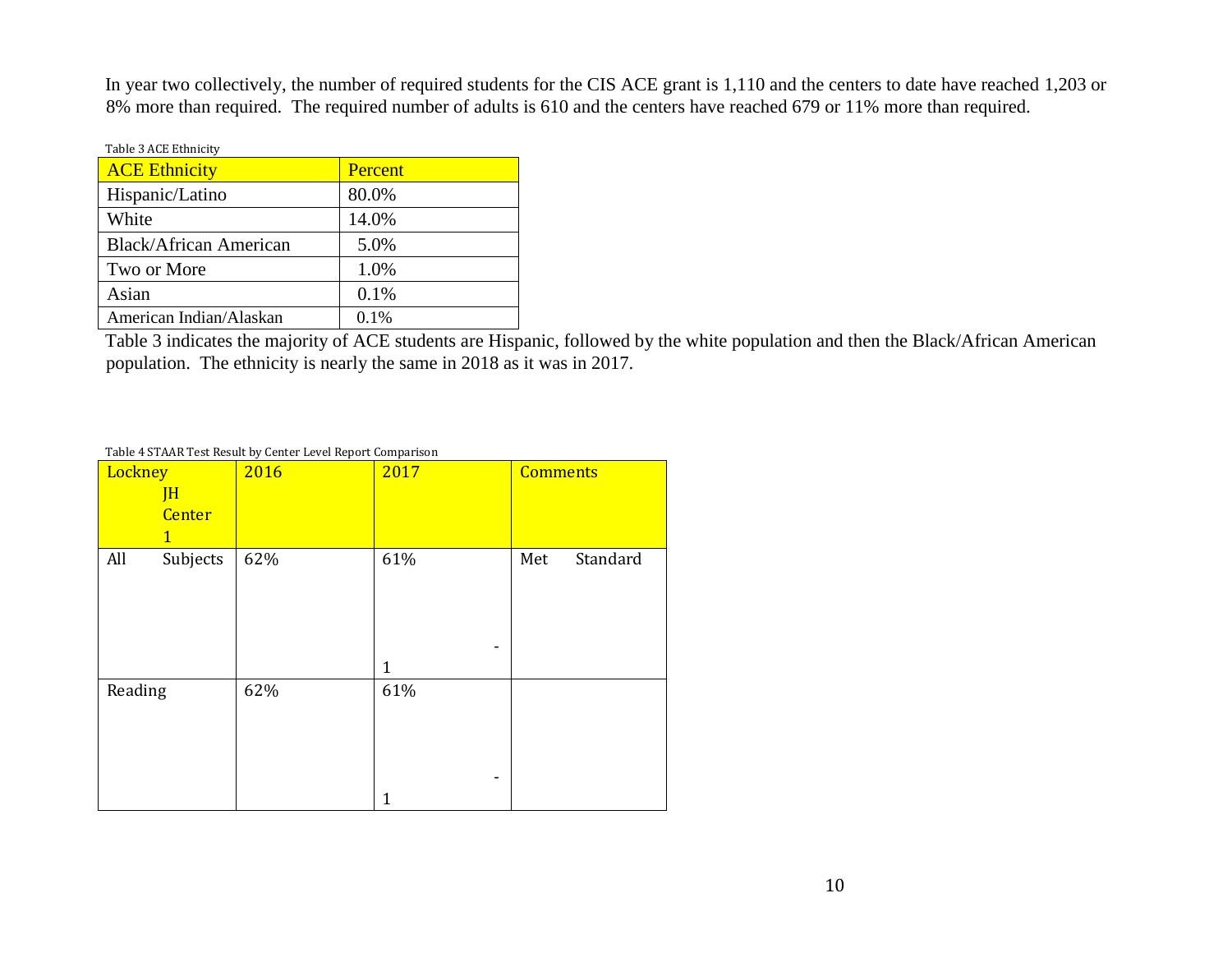In year two collectively, the number of required students for the CIS ACE grant is 1,110 and the centers to date have reached 1,203 or 8% more than required. The required number of adults is 610 and the centers have reached 679 or 11% more than required.

Table 3 ACE Ethnicity

| ACE Ethnicity | Percent |
|---|---|
| Hispanic/Latino | 80.0% |
| White | 14.0% |
| Black/African American | 5.0% |
| Two or More | 1.0% |
| Asian | 0.1% |
| American Indian/Alaskan | 0.1% |

Table 3 indicates the majority of ACE students are Hispanic, followed by the white population and then the Black/African American population. The ethnicity is nearly the same in 2018 as it was in 2017.

Table 4 STAAR Test Result by Center Level Report Comparison

| Lockney JH Center 1 | 2016 | 2017 | Comments |
|---|---|---|---|
| All Subjects | 62% | 61% -1 | Met Standard |
| Reading | 62% | 61% -1 | |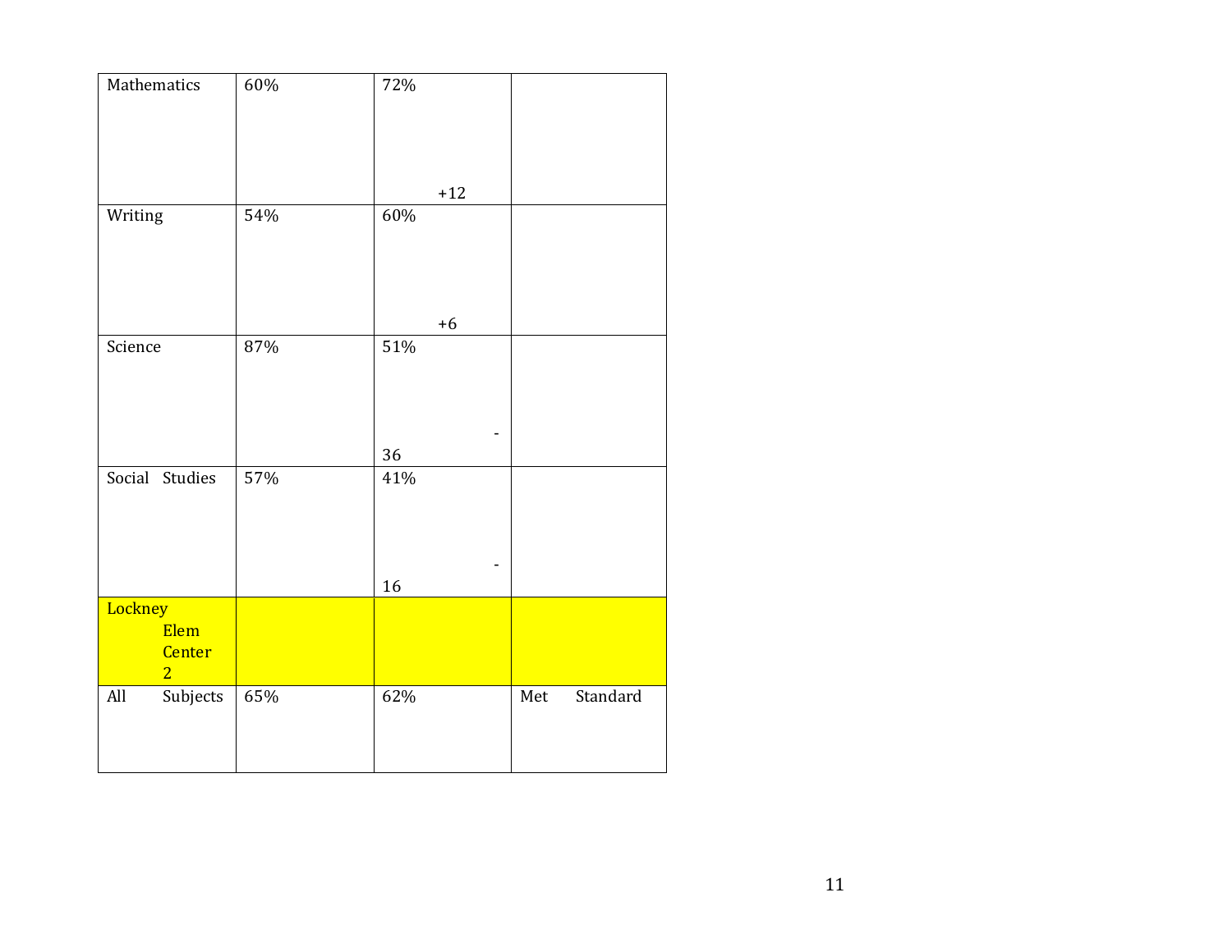| | | | |
|---|---|---|---|
| Mathematics | 60% | 72% +12 | |
| Writing | 54% | 60% +6 | |
| Science | 87% | 51% -36 | |
| Social Studies | 57% | 41% -16 | |
| Lockney Elem Center 2 | | | |
| All Subjects | 65% | 62% | Met Standard |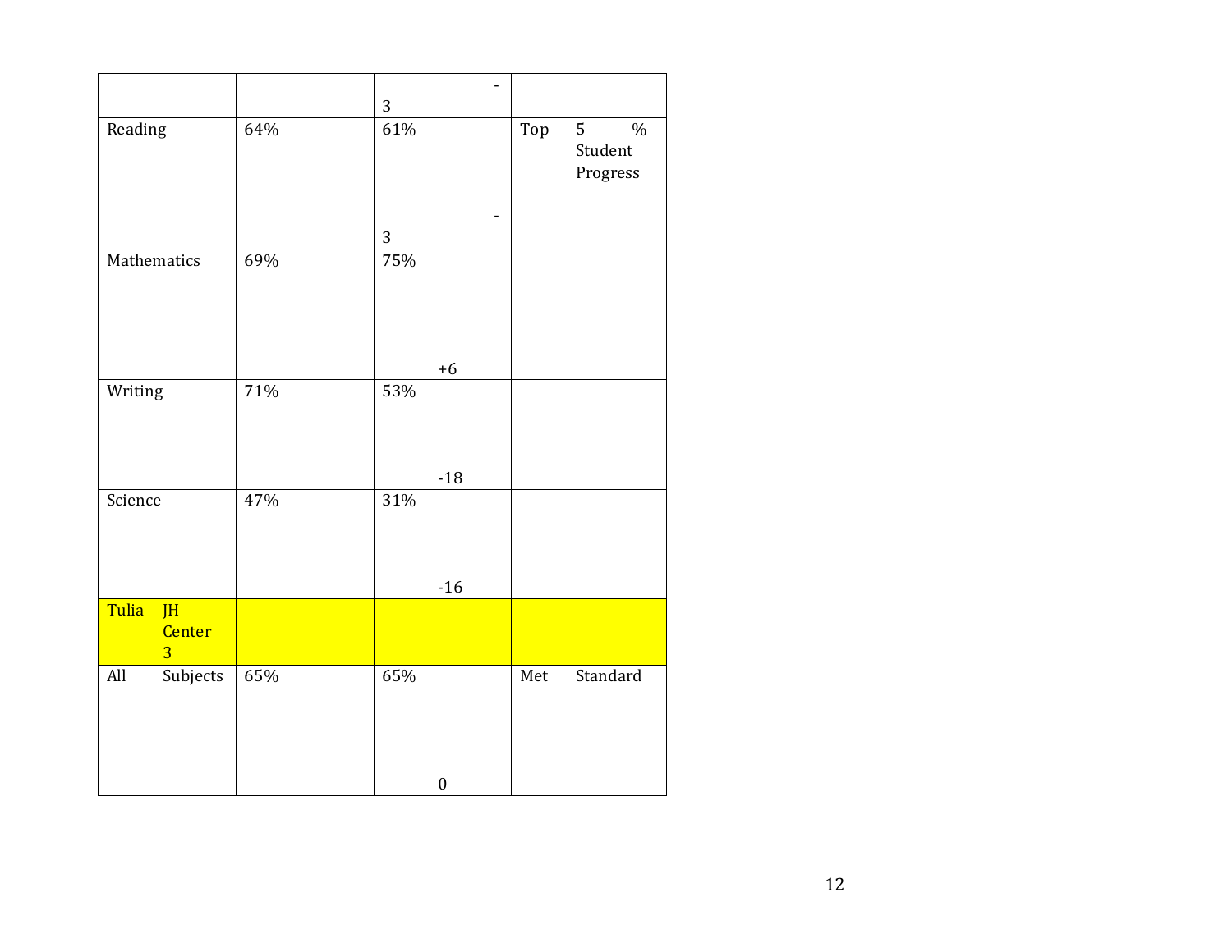| | | -3 | |
|---|---|---|---|
| Reading | 64% | 61% -3 | Top 5 % Student Progress |
| Mathematics | 69% | 75% +6 | |
| Writing | 71% | 53% -18 | |
| Science | 47% | 31% -16 | |
| Tulia JH Center 3 | | | |
| All Subjects | 65% | 65% 0 | Met Standard |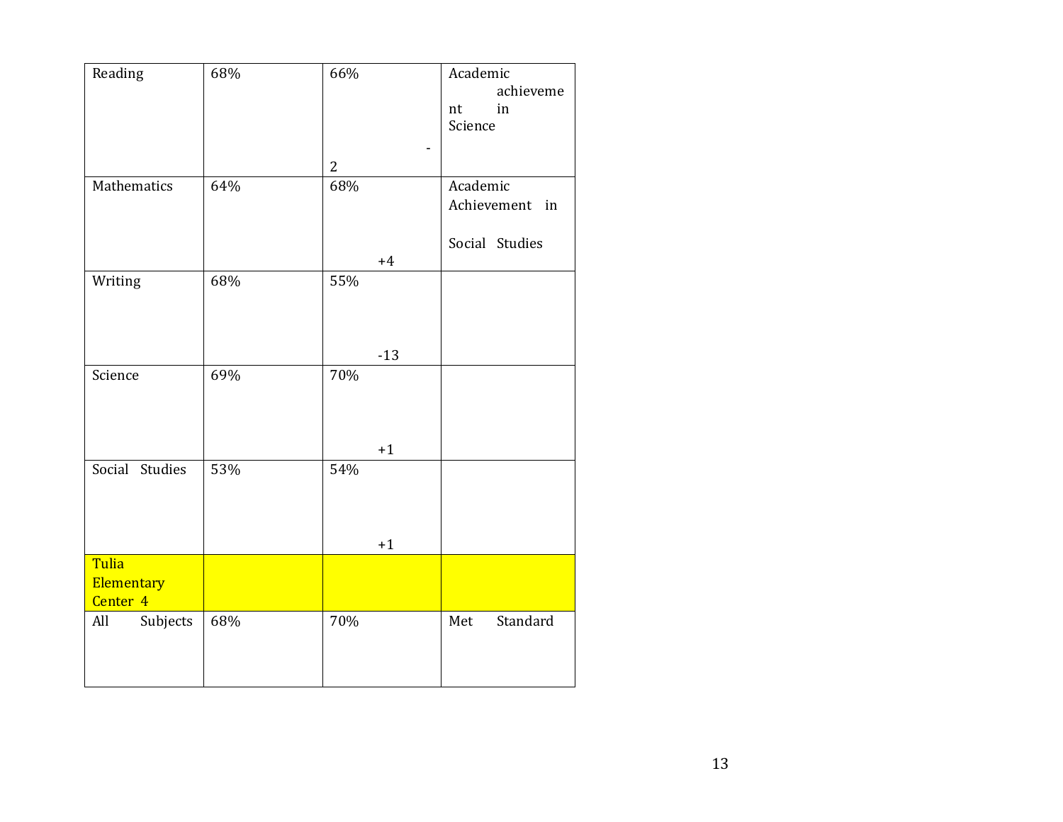| Reading | 68% | 66% -2 | Academic achievement in Science |
|---|---|---|---|
| Mathematics | 64% | 68% +4 | Academic Achievement in Social Studies |
| Writing | 68% | 55% -13 | |
| Science | 69% | 70% +1 | |
| Social Studies | 53% | 54% +1 | |
| Tulia Elementary Center 4 | | | |
| All Subjects | 68% | 70% | Met Standard |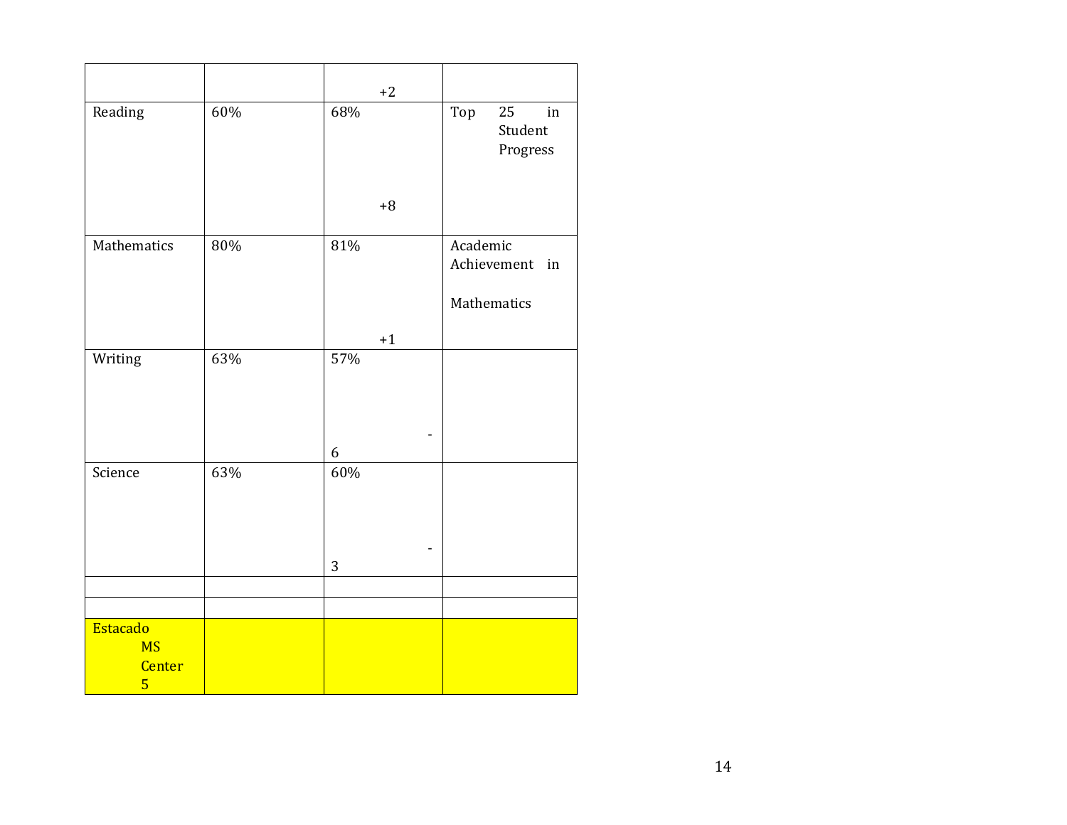| | | | |
|---|---|---|---|
| | | +2 | |
| Reading | 60% | 68% +8 | Top 25 in Student Progress |
| Mathematics | 80% | 81% +1 | Academic Achievement in Mathematics |
| Writing | 63% | 57% -6 | |
| Science | 63% | 60% -3 | |
| | | | |
| | | | |
| Estacado MS Center 5 | | | |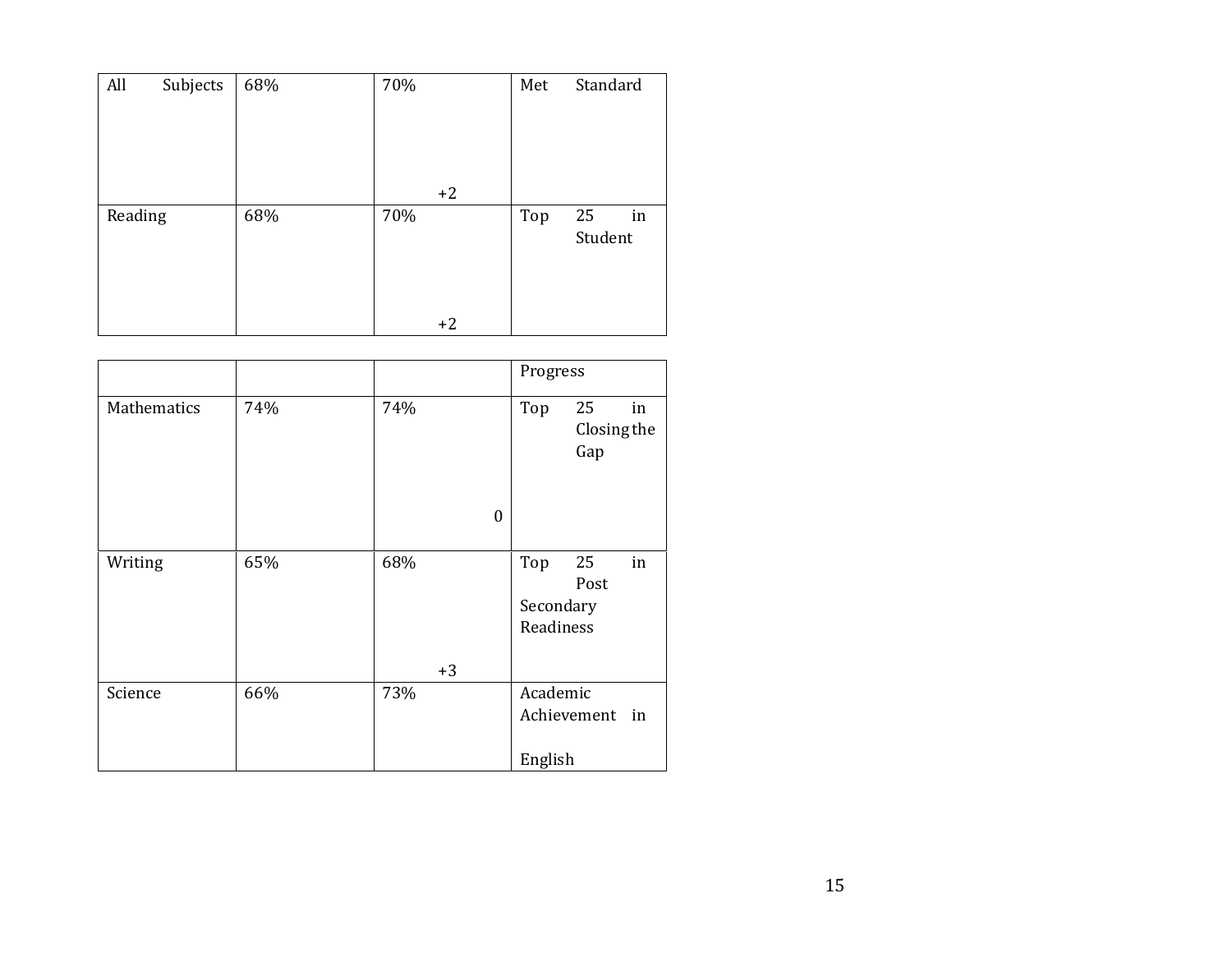| All Subjects | 68% | 70% +2 | Met Standard |
|---|---|---|---|
| Reading | 68% | 70% +2 | Top 25 in Student Progress |
| Mathematics | 74% | 74% 0 | Top 25 in Closing the Gap |
| Writing | 65% | 68% +3 | Top 25 in Post Secondary Readiness |
| Science | 66% | 73% | Academic Achievement in English |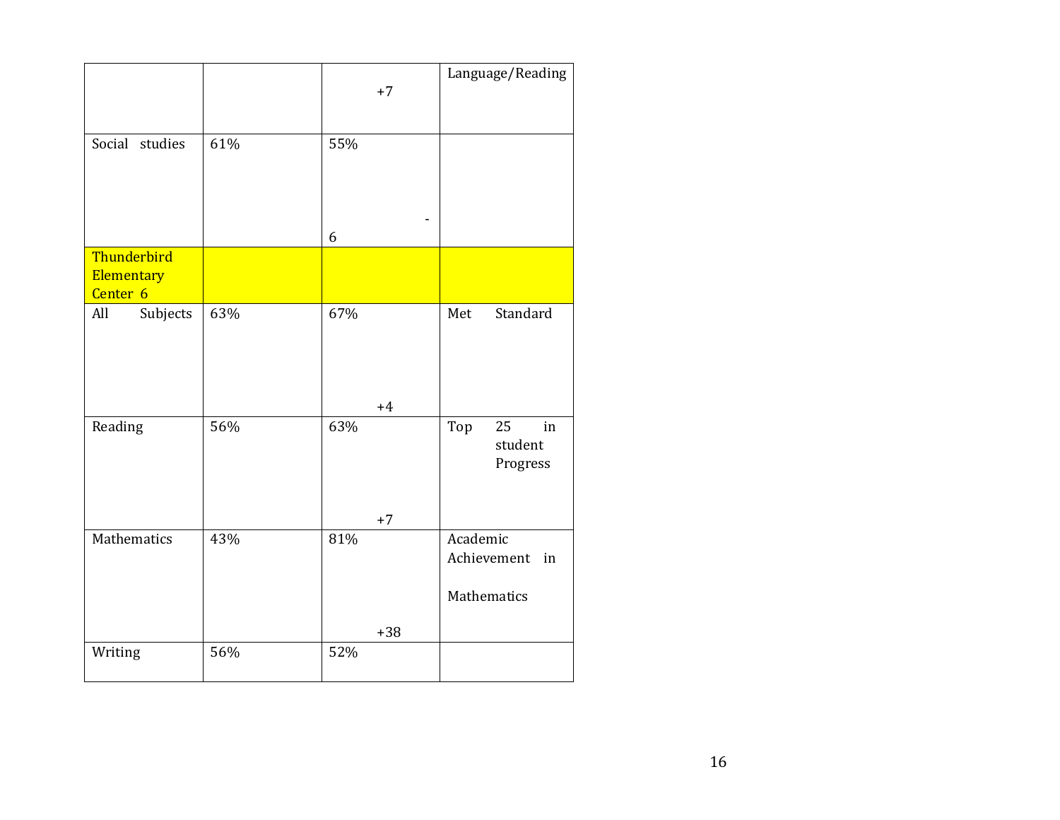| | | | |
|---|---|---|---|
| | | +7 | Language/Reading |
| Social studies | 61% | 55% -6 | |
| Thunderbird Elementary Center 6 | | | |
| All Subjects | 63% | 67% +4 | Met Standard |
| Reading | 56% | 63% +7 | Top 25 in student Progress |
| Mathematics | 43% | 81% +38 | Academic Achievement in Mathematics |
| Writing | 56% | 52% | |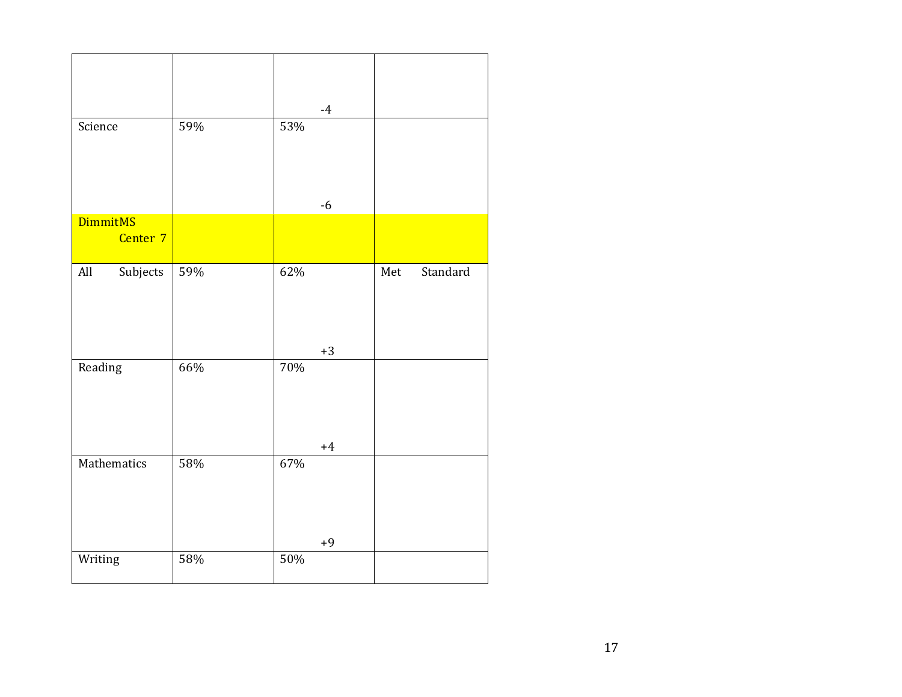| | | | |
|---|---|---|---|
| | | -4 | |
| Science | 59% | 53% -6 | |
| DimmitMS Center 7 | | | |
| All Subjects | 59% | 62% +3 | Met Standard |
| Reading | 66% | 70% +4 | |
| Mathematics | 58% | 67% +9 | |
| Writing | 58% | 50% | |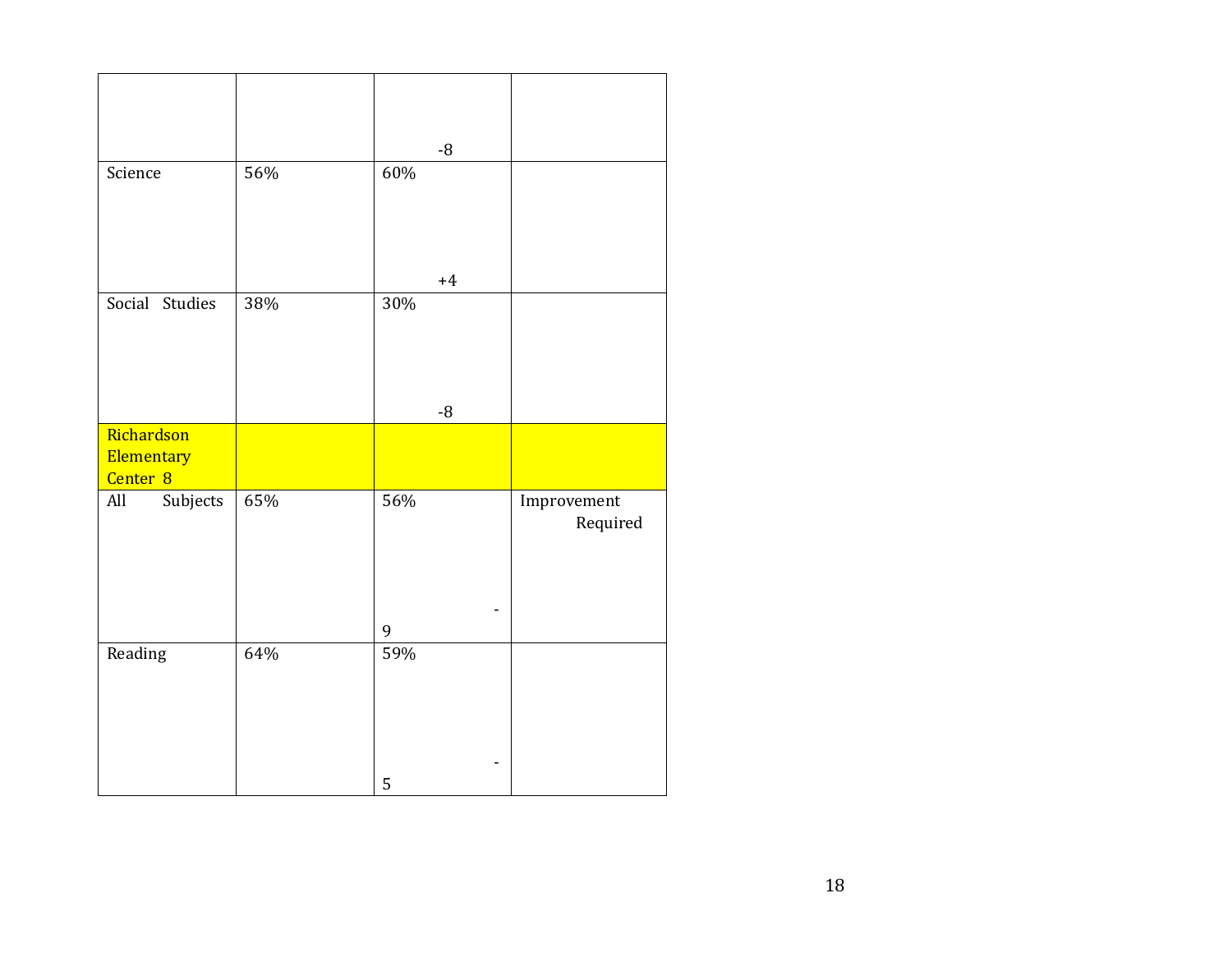| | | | |
|---|---|---|---|
| | | -8 | |
| Science | 56% | 60% +4 | |
| Social Studies | 38% | 30% -8 | |
| Richardson Elementary Center 8 | | | |
| All Subjects | 65% | 56% -9 | Improvement Required |
| Reading | 64% | 59% -5 | |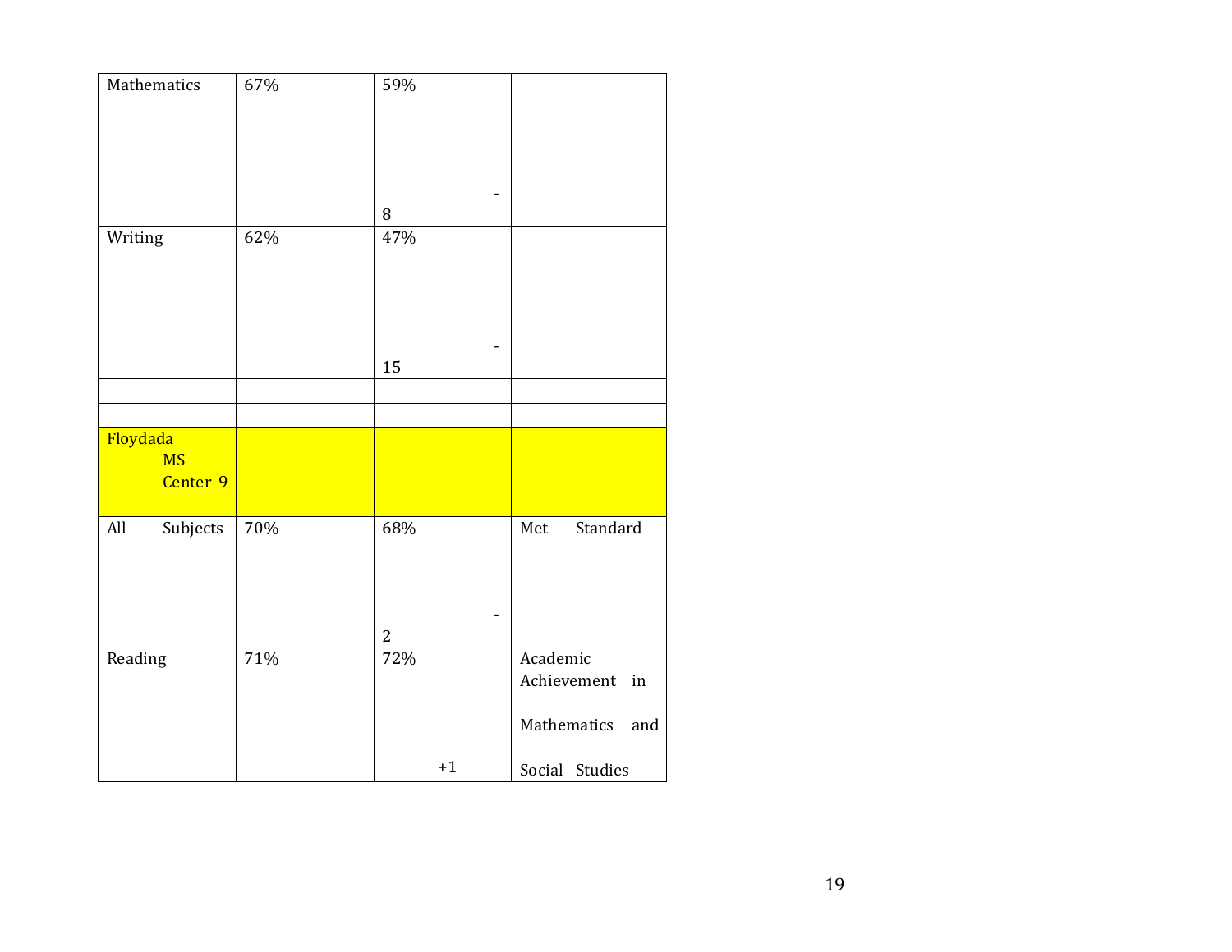| Mathematics | 67% | 59% -8 | |
|---|---|---|---|
| Writing | 62% | 47% -15 | |
| | | | |
| | | | |
| Floydada MS Center 9 | | | |
| All Subjects | 70% | 68% -2 | Met Standard |
| Reading | 71% | 72% +1 | Academic Achievement in Mathematics and Social Studies |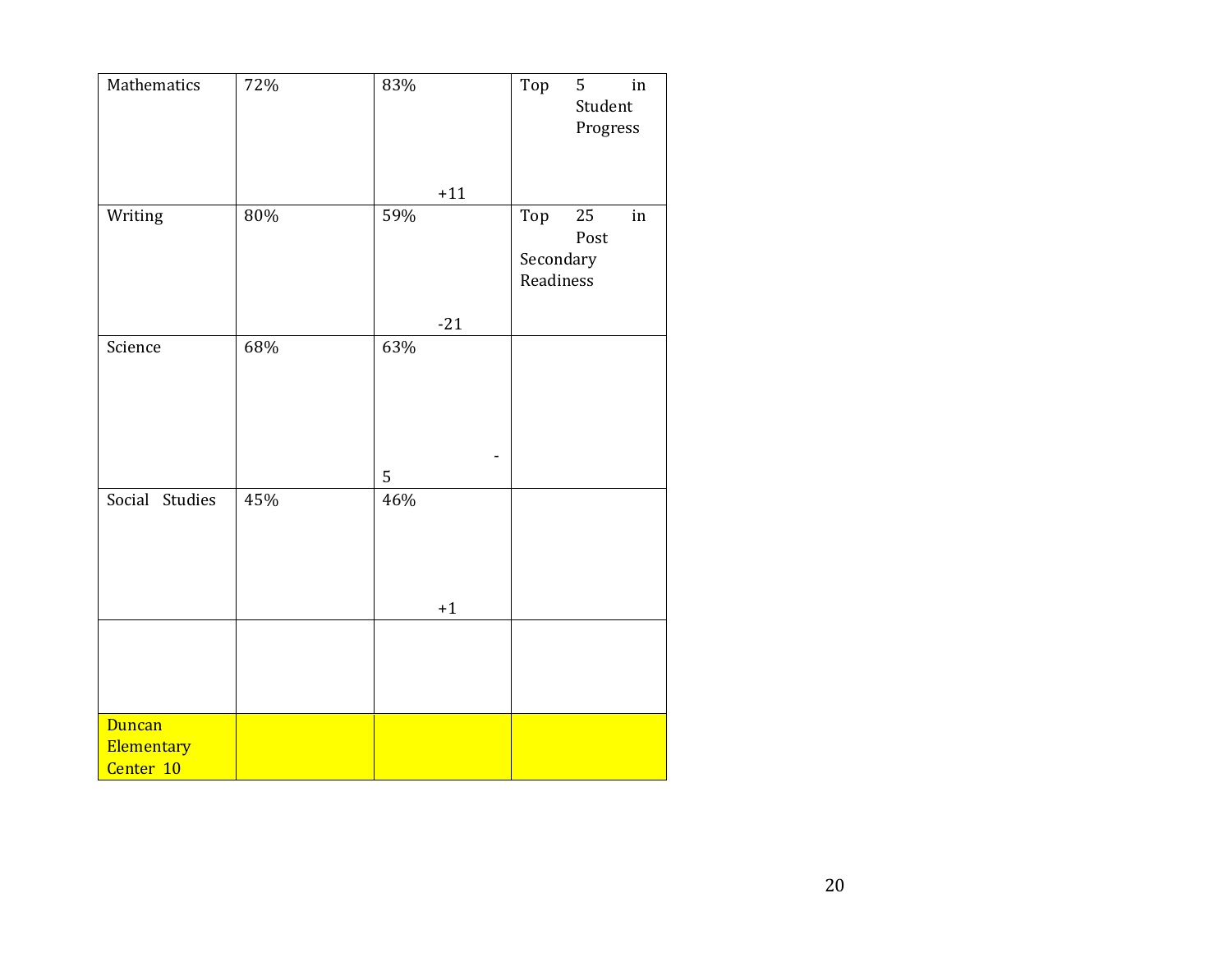| Mathematics | 72% | 83% +11 | Top 5 in Student Progress |
|---|---|---|---|
| Writing | 80% | 59% -21 | Top 25 in Post Secondary Readiness |
| Science | 68% | 63% -5 | |
| Social Studies | 45% | 46% +1 | |
| | | | |
| Duncan Elementary Center 10 | | | |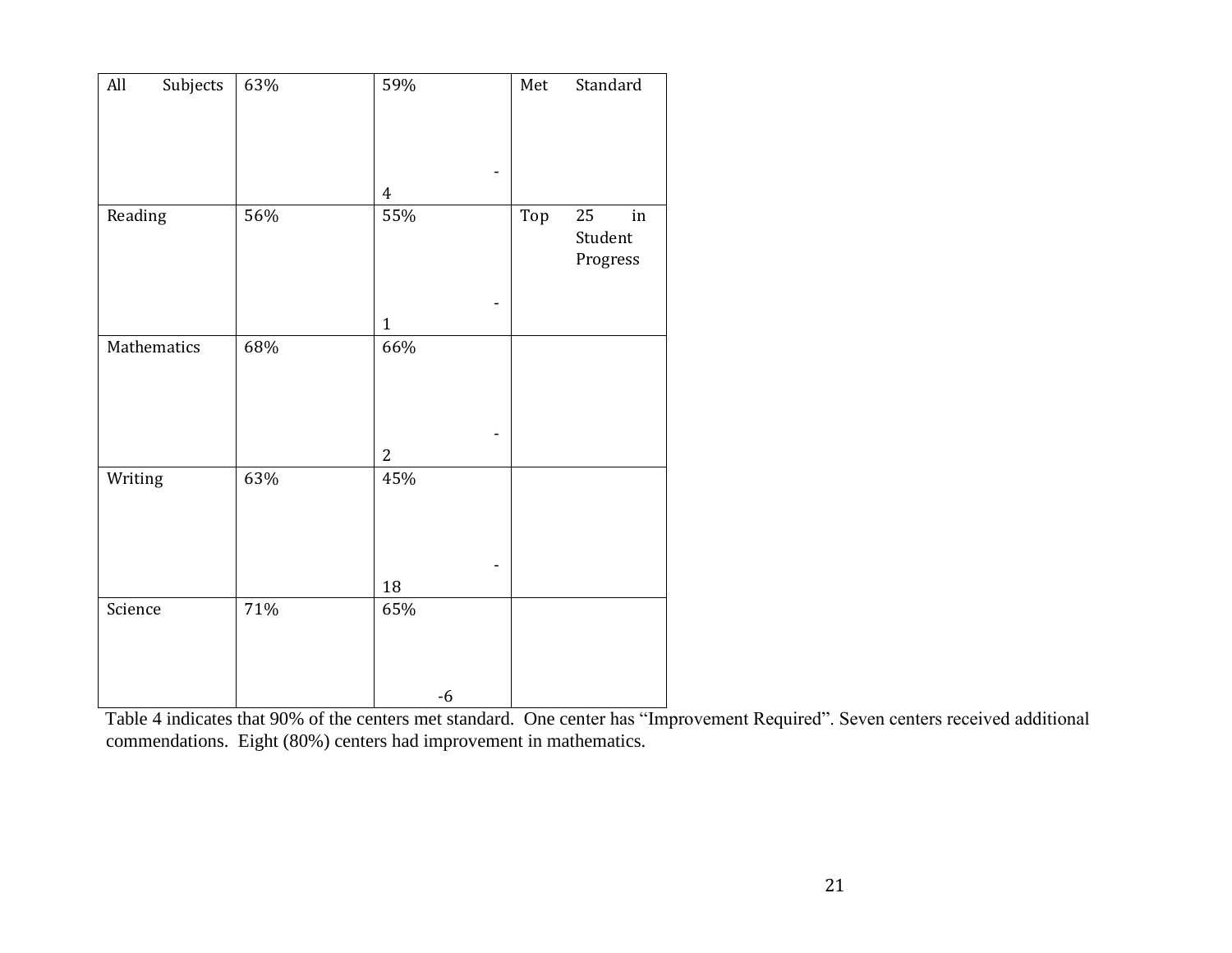| All Subjects | 63% | 59% -4 | Met Standard |
|---|---|---|---|
| Reading | 56% | 55% -1 | Top 25 in Student Progress |
| Mathematics | 68% | 66% -2 | |
| Writing | 63% | 45% -18 | |
| Science | 71% | 65% -6 | |

Table 4 indicates that 90% of the centers met standard. One center has "Improvement Required". Seven centers received additional commendations. Eight (80%) centers had improvement in mathematics.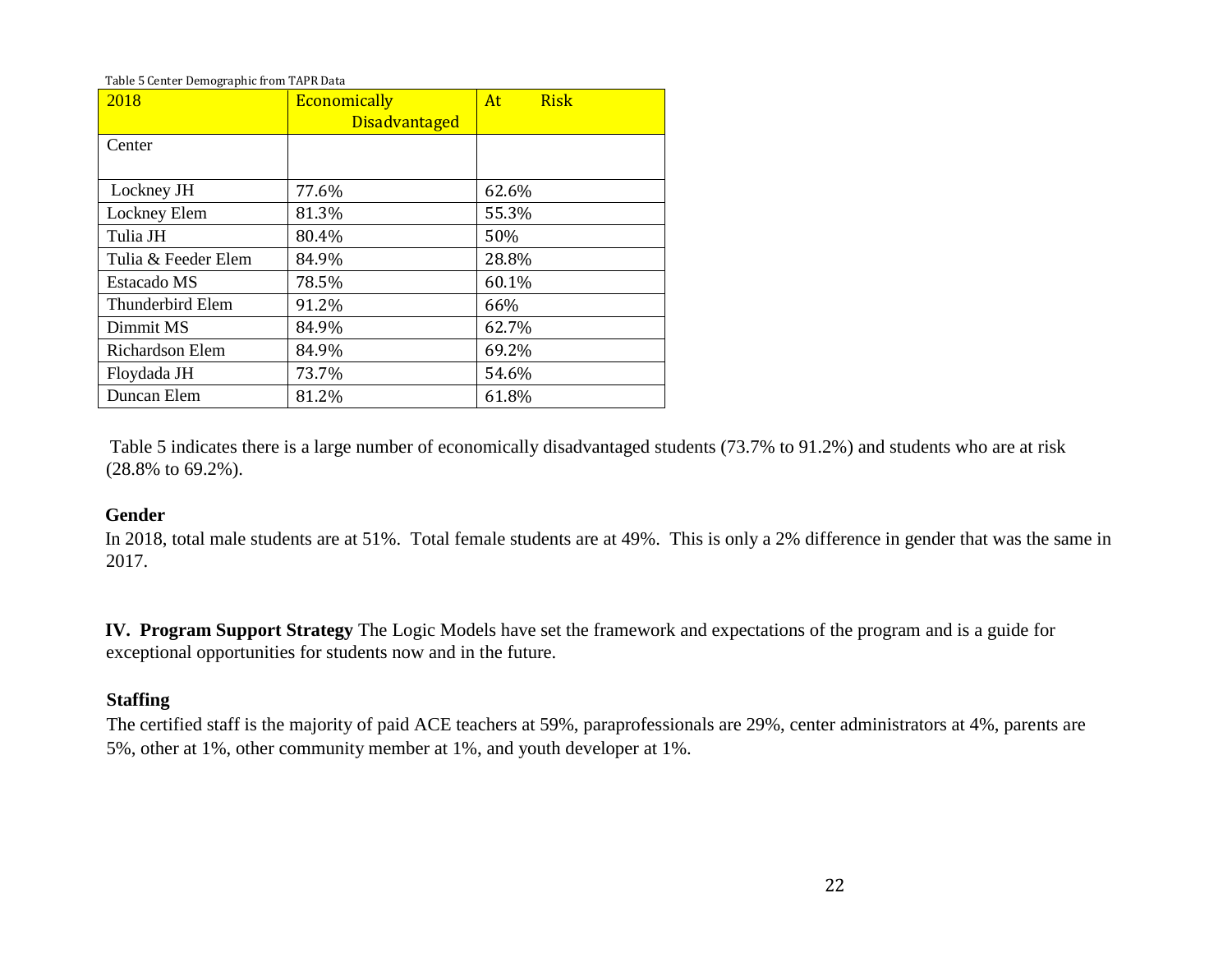Table 5 Center Demographic from TAPR Data

| 2018 | Economically Disadvantaged | At Risk |
|---|---|---|
| Center | | |
| Lockney JH | 77.6% | 62.6% |
| Lockney Elem | 81.3% | 55.3% |
| Tulia JH | 80.4% | 50% |
| Tulia & Feeder Elem | 84.9% | 28.8% |
| Estacado MS | 78.5% | 60.1% |
| Thunderbird Elem | 91.2% | 66% |
| Dimmit MS | 84.9% | 62.7% |
| Richardson Elem | 84.9% | 69.2% |
| Floydada JH | 73.7% | 54.6% |
| Duncan Elem | 81.2% | 61.8% |

Table 5 indicates there is a large number of economically disadvantaged students (73.7% to 91.2%) and students who are at risk (28.8% to 69.2%).

**Gender**

In 2018, total male students are at 51%. Total female students are at 49%. This is only a 2% difference in gender that was the same in 2017.

**IV. Program Support Strategy** The Logic Models have set the framework and expectations of the program and is a guide for exceptional opportunities for students now and in the future.

**Staffing**

The certified staff is the majority of paid ACE teachers at 59%, paraprofessionals are 29%, center administrators at 4%, parents are 5%, other at 1%, other community member at 1%, and youth developer at 1%.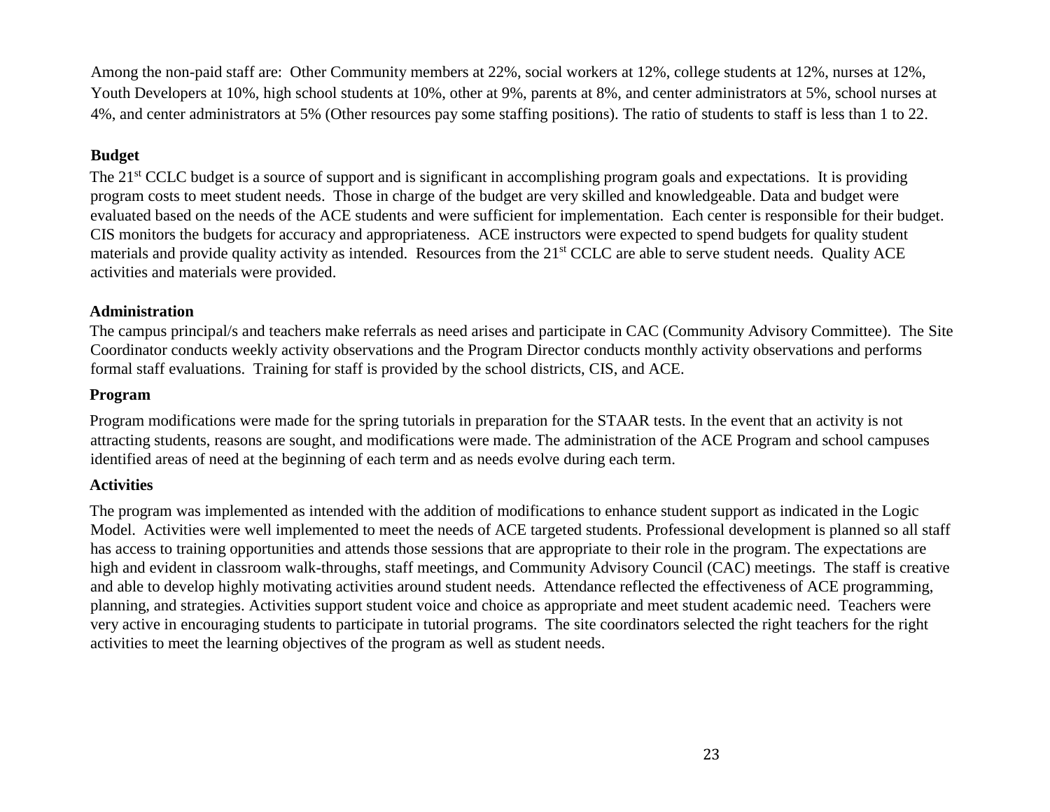Among the non-paid staff are: Other Community members at 22%, social workers at 12%, college students at 12%, nurses at 12%, Youth Developers at 10%, high school students at 10%, other at 9%, parents at 8%, and center administrators at 5%, school nurses at 4%, and center administrators at 5% (Other resources pay some staffing positions). The ratio of students to staff is less than 1 to 22.

**Budget**

The 21st CCLC budget is a source of support and is significant in accomplishing program goals and expectations. It is providing program costs to meet student needs. Those in charge of the budget are very skilled and knowledgeable. Data and budget were evaluated based on the needs of the ACE students and were sufficient for implementation. Each center is responsible for their budget. CIS monitors the budgets for accuracy and appropriateness. ACE instructors were expected to spend budgets for quality student materials and provide quality activity as intended. Resources from the 21st CCLC are able to serve student needs. Quality ACE activities and materials were provided.

**Administration**

The campus principal/s and teachers make referrals as need arises and participate in CAC (Community Advisory Committee). The Site Coordinator conducts weekly activity observations and the Program Director conducts monthly activity observations and performs formal staff evaluations. Training for staff is provided by the school districts, CIS, and ACE.

**Program**

Program modifications were made for the spring tutorials in preparation for the STAAR tests. In the event that an activity is not attracting students, reasons are sought, and modifications were made. The administration of the ACE Program and school campuses identified areas of need at the beginning of each term and as needs evolve during each term.

**Activities**

The program was implemented as intended with the addition of modifications to enhance student support as indicated in the Logic Model. Activities were well implemented to meet the needs of ACE targeted students. Professional development is planned so all staff has access to training opportunities and attends those sessions that are appropriate to their role in the program. The expectations are high and evident in classroom walk-throughs, staff meetings, and Community Advisory Council (CAC) meetings. The staff is creative and able to develop highly motivating activities around student needs. Attendance reflected the effectiveness of ACE programming, planning, and strategies. Activities support student voice and choice as appropriate and meet student academic need. Teachers were very active in encouraging students to participate in tutorial programs. The site coordinators selected the right teachers for the right activities to meet the learning objectives of the program as well as student needs.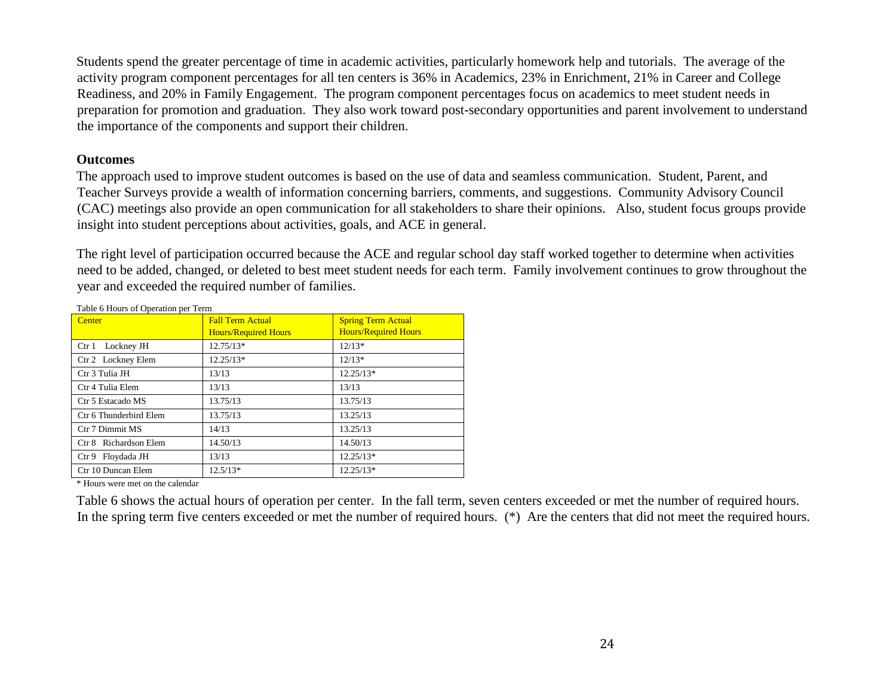Students spend the greater percentage of time in academic activities, particularly homework help and tutorials. The average of the activity program component percentages for all ten centers is 36% in Academics, 23% in Enrichment, 21% in Career and College Readiness, and 20% in Family Engagement. The program component percentages focus on academics to meet student needs in preparation for promotion and graduation. They also work toward post-secondary opportunities and parent involvement to understand the importance of the components and support their children.

**Outcomes**

The approach used to improve student outcomes is based on the use of data and seamless communication. Student, Parent, and Teacher Surveys provide a wealth of information concerning barriers, comments, and suggestions. Community Advisory Council (CAC) meetings also provide an open communication for all stakeholders to share their opinions. Also, student focus groups provide insight into student perceptions about activities, goals, and ACE in general.

The right level of participation occurred because the ACE and regular school day staff worked together to determine when activities need to be added, changed, or deleted to best meet student needs for each term. Family involvement continues to grow throughout the year and exceeded the required number of families.

Table 6 Hours of Operation per Term

| Center | Fall Term Actual Hours/Required Hours | Spring Term Actual Hours/Required Hours |
|---|---|---|
| Ctr 1 Lockney JH | 12.75/13* | 12/13* |
| Ctr 2 Lockney Elem | 12.25/13* | 12/13* |
| Ctr 3 Tulia JH | 13/13 | 12.25/13* |
| Ctr 4 Tulia Elem | 13/13 | 13/13 |
| Ctr 5 Estacado MS | 13.75/13 | 13.75/13 |
| Ctr 6 Thunderbird Elem | 13.75/13 | 13.25/13 |
| Ctr 7 Dimmit MS | 14/13 | 13.25/13 |
| Ctr 8 Richardson Elem | 14.50/13 | 14.50/13 |
| Ctr 9 Floydada JH | 13/13 | 12.25/13* |
| Ctr 10 Duncan Elem | 12.5/13* | 12.25/13* |

\* Hours were met on the calendar

Table 6 shows the actual hours of operation per center. In the fall term, seven centers exceeded or met the number of required hours. In the spring term five centers exceeded or met the number of required hours. (*) Are the centers that did not meet the required hours.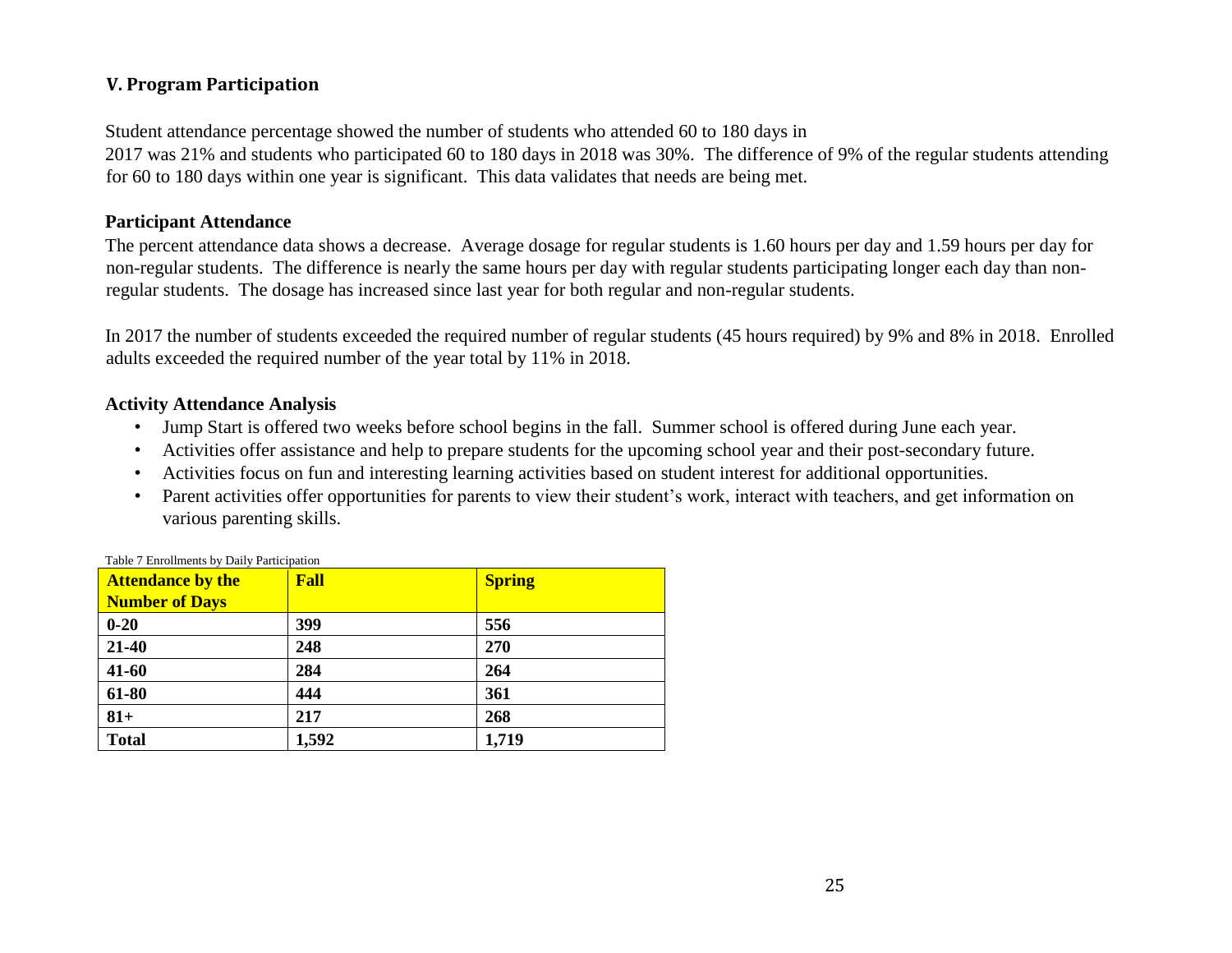## V. Program Participation

Student attendance percentage showed the number of students who attended 60 to 180 days in 2017 was 21% and students who participated 60 to 180 days in 2018 was 30%. The difference of 9% of the regular students attending for 60 to 180 days within one year is significant. This data validates that needs are being met.

### Participant Attendance

The percent attendance data shows a decrease. Average dosage for regular students is 1.60 hours per day and 1.59 hours per day for non-regular students. The difference is nearly the same hours per day with regular students participating longer each day than non-regular students. The dosage has increased since last year for both regular and non-regular students.

In 2017 the number of students exceeded the required number of regular students (45 hours required) by 9% and 8% in 2018. Enrolled adults exceeded the required number of the year total by 11% in 2018.

### Activity Attendance Analysis

- Jump Start is offered two weeks before school begins in the fall. Summer school is offered during June each year.
- Activities offer assistance and help to prepare students for the upcoming school year and their post-secondary future.
- Activities focus on fun and interesting learning activities based on student interest for additional opportunities.
- Parent activities offer opportunities for parents to view their student's work, interact with teachers, and get information on various parenting skills.

Table 7 Enrollments by Daily Participation

| Attendance by the Number of Days | Fall | Spring |
|---|---|---|
| 0-20 | 399 | 556 |
| 21-40 | 248 | 270 |
| 41-60 | 284 | 264 |
| 61-80 | 444 | 361 |
| 81+ | 217 | 268 |
| Total | 1,592 | 1,719 |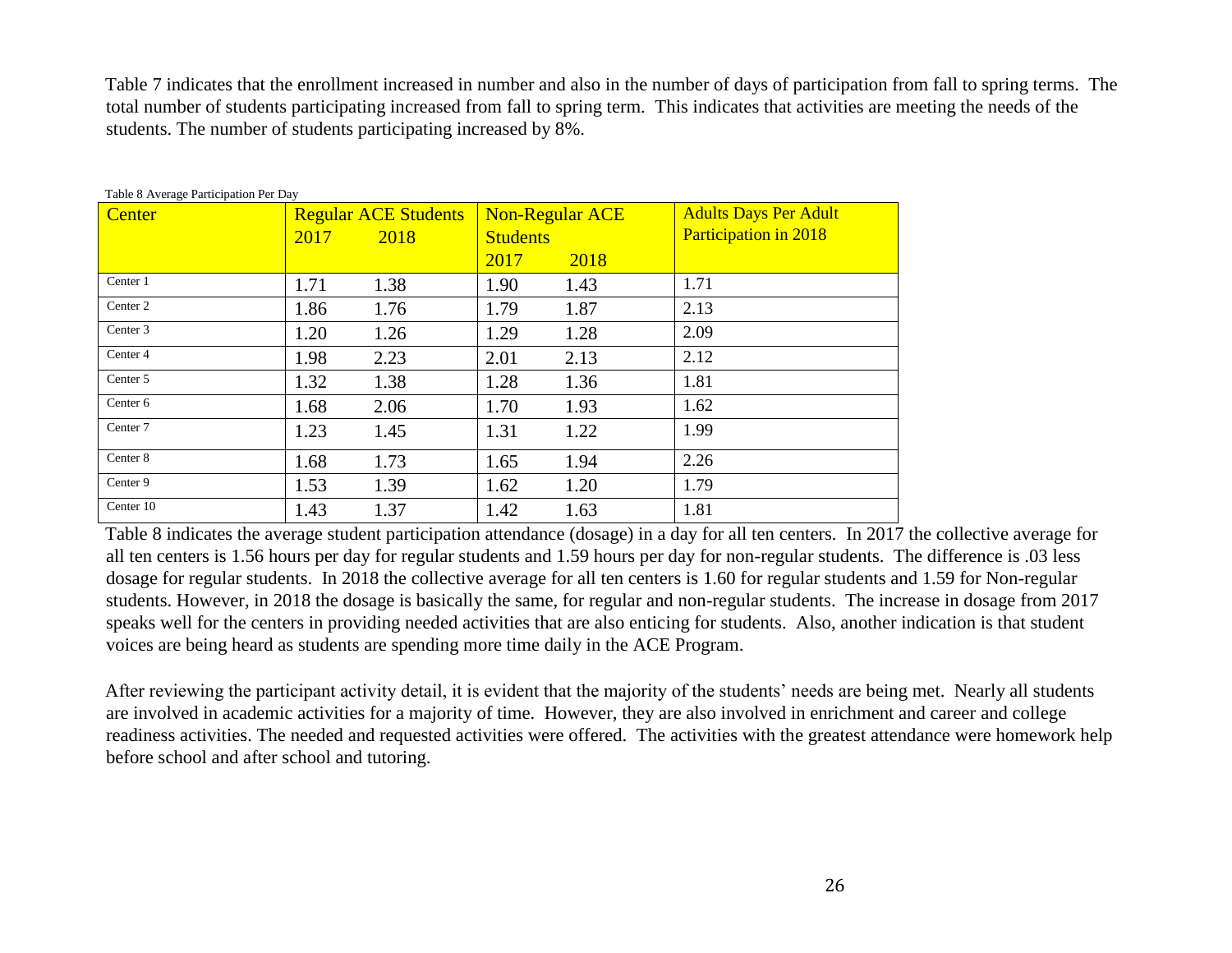Table 7 indicates that the enrollment increased in number and also in the number of days of participation from fall to spring terms. The total number of students participating increased from fall to spring term. This indicates that activities are meeting the needs of the students. The number of students participating increased by 8%.

Table 8 Average Participation Per Day

| Center | Regular ACE Students | | Non-Regular ACE Students | | Adults Days Per Adult Participation in 2018 |
|---|---|---|---|---|---|
| | 2017 | 2018 | 2017 | 2018 | |
| Center 1 | 1.71 | 1.38 | 1.90 | 1.43 | 1.71 |
| Center 2 | 1.86 | 1.76 | 1.79 | 1.87 | 2.13 |
| Center 3 | 1.20 | 1.26 | 1.29 | 1.28 | 2.09 |
| Center 4 | 1.98 | 2.23 | 2.01 | 2.13 | 2.12 |
| Center 5 | 1.32 | 1.38 | 1.28 | 1.36 | 1.81 |
| Center 6 | 1.68 | 2.06 | 1.70 | 1.93 | 1.62 |
| Center 7 | 1.23 | 1.45 | 1.31 | 1.22 | 1.99 |
| Center 8 | 1.68 | 1.73 | 1.65 | 1.94 | 2.26 |
| Center 9 | 1.53 | 1.39 | 1.62 | 1.20 | 1.79 |
| Center 10 | 1.43 | 1.37 | 1.42 | 1.63 | 1.81 |

Table 8 indicates the average student participation attendance (dosage) in a day for all ten centers. In 2017 the collective average for all ten centers is 1.56 hours per day for regular students and 1.59 hours per day for non-regular students. The difference is .03 less dosage for regular students. In 2018 the collective average for all ten centers is 1.60 for regular students and 1.59 for Non-regular students. However, in 2018 the dosage is basically the same, for regular and non-regular students. The increase in dosage from 2017 speaks well for the centers in providing needed activities that are also enticing for students. Also, another indication is that student voices are being heard as students are spending more time daily in the ACE Program.

After reviewing the participant activity detail, it is evident that the majority of the students' needs are being met. Nearly all students are involved in academic activities for a majority of time. However, they are also involved in enrichment and career and college readiness activities. The needed and requested activities were offered. The activities with the greatest attendance were homework help before school and after school and tutoring.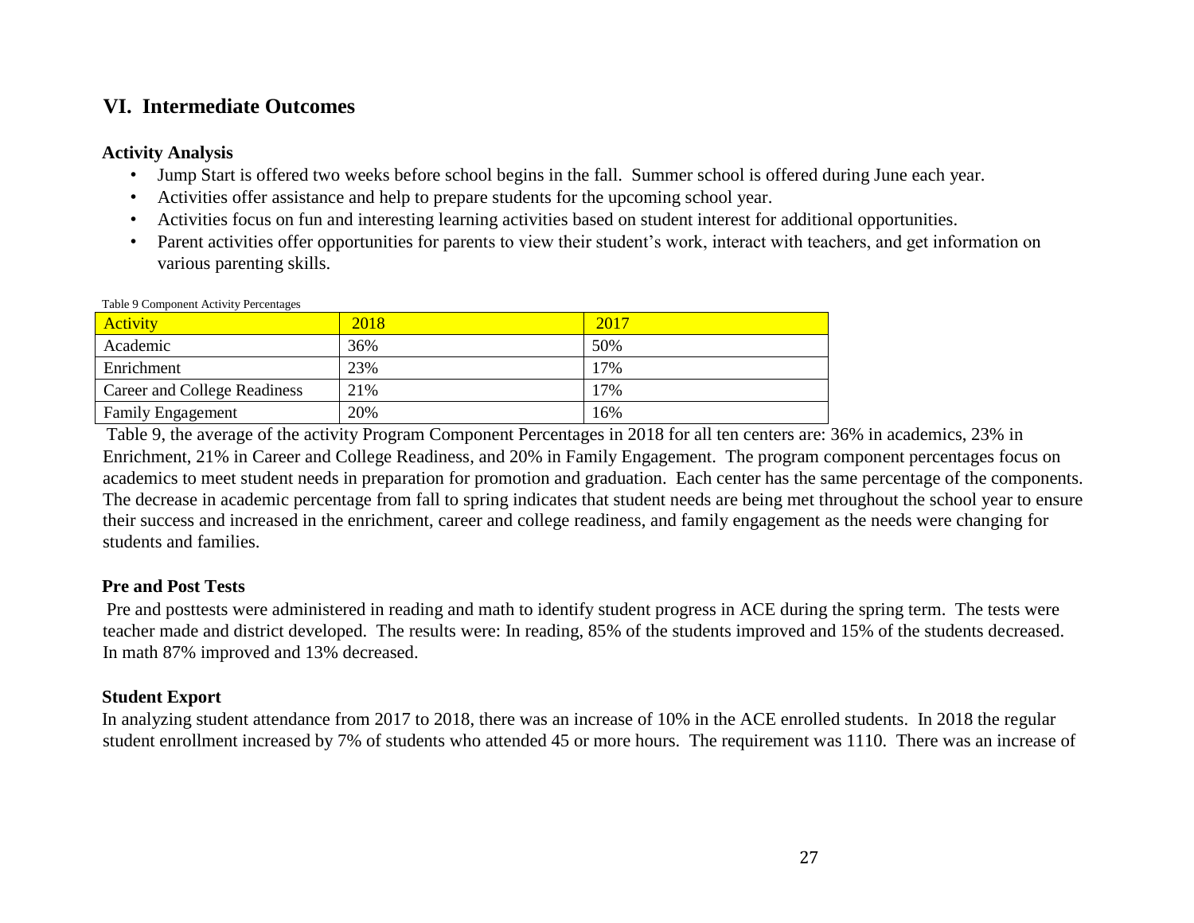## VI. Intermediate Outcomes

### Activity Analysis

- Jump Start is offered two weeks before school begins in the fall. Summer school is offered during June each year.
- Activities offer assistance and help to prepare students for the upcoming school year.
- Activities focus on fun and interesting learning activities based on student interest for additional opportunities.
- Parent activities offer opportunities for parents to view their student's work, interact with teachers, and get information on various parenting skills.

Table 9 Component Activity Percentages

| Activity | 2018 | 2017 |
|---|---|---|
| Academic | 36% | 50% |
| Enrichment | 23% | 17% |
| Career and College Readiness | 21% | 17% |
| Family Engagement | 20% | 16% |

Table 9, the average of the activity Program Component Percentages in 2018 for all ten centers are: 36% in academics, 23% in Enrichment, 21% in Career and College Readiness, and 20% in Family Engagement. The program component percentages focus on academics to meet student needs in preparation for promotion and graduation. Each center has the same percentage of the components. The decrease in academic percentage from fall to spring indicates that student needs are being met throughout the school year to ensure their success and increased in the enrichment, career and college readiness, and family engagement as the needs were changing for students and families.

### Pre and Post Tests

Pre and posttests were administered in reading and math to identify student progress in ACE during the spring term. The tests were teacher made and district developed. The results were: In reading, 85% of the students improved and 15% of the students decreased. In math 87% improved and 13% decreased.

### Student Export

In analyzing student attendance from 2017 to 2018, there was an increase of 10% in the ACE enrolled students. In 2018 the regular student enrollment increased by 7% of students who attended 45 or more hours. The requirement was 1110. There was an increase of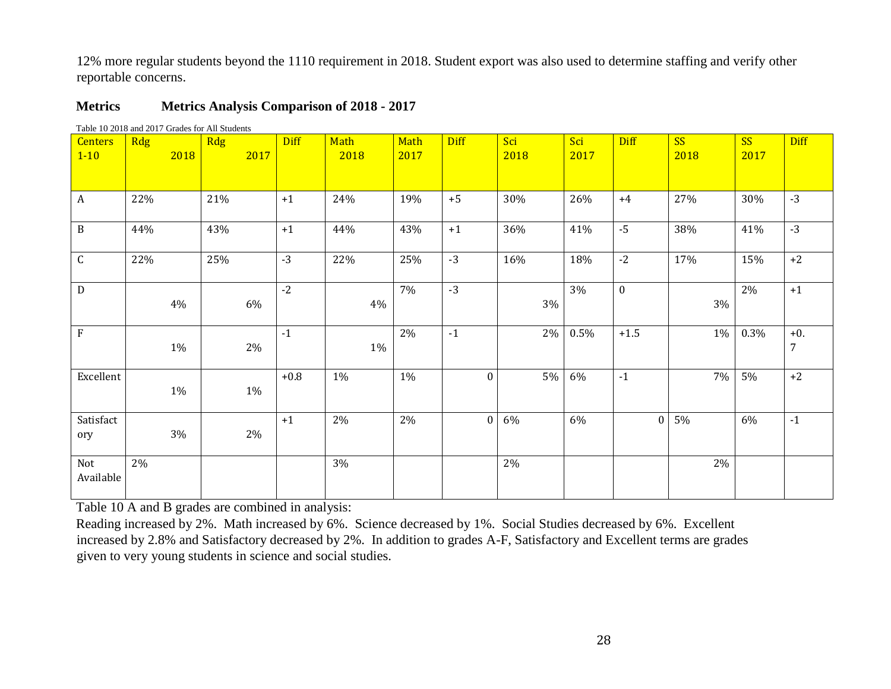12% more regular students beyond the 1110 requirement in 2018. Student export was also used to determine staffing and verify other reportable concerns.

## Metrics Metrics Analysis Comparison of 2018 - 2017

Table 10 2018 and 2017 Grades for All Students

| Centers 1-10 | Rdg 2018 | Rdg 2017 | Diff | Math 2018 | Math 2017 | Diff | Sci 2018 | Sci 2017 | Diff | SS 2018 | SS 2017 | Diff |
|---|---|---|---|---|---|---|---|---|---|---|---|---|
| A | 22% | 21% | +1 | 24% | 19% | +5 | 30% | 26% | +4 | 27% | 30% | -3 |
| B | 44% | 43% | +1 | 44% | 43% | +1 | 36% | 41% | -5 | 38% | 41% | -3 |
| C | 22% | 25% | -3 | 22% | 25% | -3 | 16% | 18% | -2 | 17% | 15% | +2 |
| D | 4% | 6% | -2 | 4% | 7% | -3 | 3% | 3% | 0 | 3% | 2% | +1 |
| F | 1% | 2% | -1 | 1% | 2% | -1 | 2% | 0.5% | +1.5 | 1% | 0.3% | +0.7 |
| Excellent | 1% | 1% | +0.8 | 1% | 1% | 0 | 5% | 6% | -1 | 7% | 5% | +2 |
| Satisfactory | 3% | 2% | +1 | 2% | 2% | 0 | 6% | 6% | 0 | 5% | 6% | -1 |
| Not Available | 2% | | | 3% | | | 2% | | | 2% | | |

Table 10 A and B grades are combined in analysis:

Reading increased by 2%. Math increased by 6%. Science decreased by 1%. Social Studies decreased by 6%. Excellent increased by 2.8% and Satisfactory decreased by 2%. In addition to grades A-F, Satisfactory and Excellent terms are grades given to very young students in science and social studies.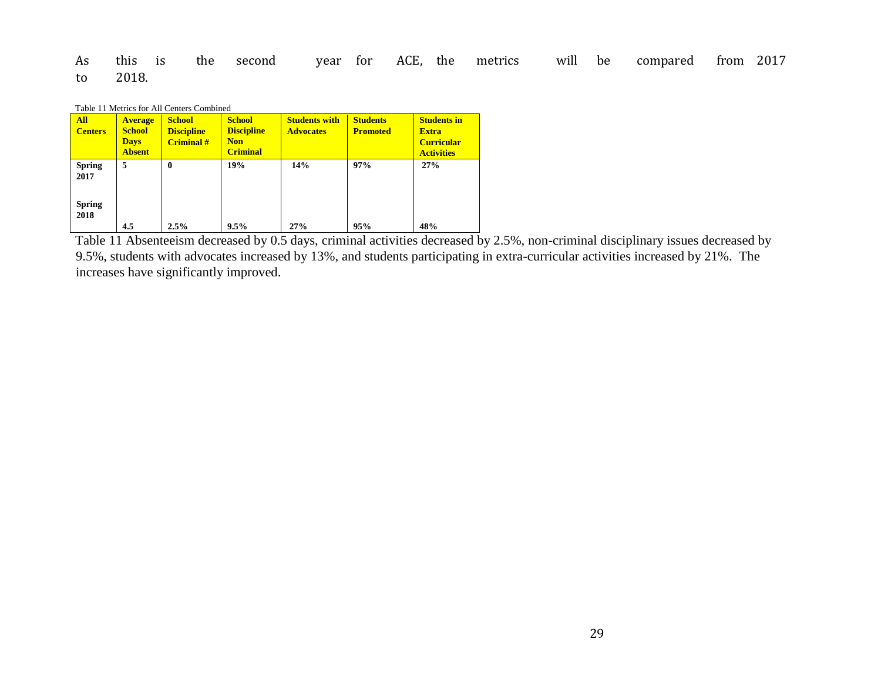As this is the second year for ACE, the metrics will be compared from 2017 to 2018.

Table 11 Metrics for All Centers Combined

| All Centers | Average School Days Absent | School Discipline Criminal # | School Discipline Non Criminal | Students with Advocates | Students Promoted | Students in Extra Curricular Activities |
|---|---|---|---|---|---|---|
| Spring 2017 | 5 | 0 | 19% | 14% | 97% | 27% |
| Spring 2018 | 4.5 | 2.5% | 9.5% | 27% | 95% | 48% |

Table 11 Absenteeism decreased by 0.5 days, criminal activities decreased by 2.5%, non-criminal disciplinary issues decreased by 9.5%, students with advocates increased by 13%, and students participating in extra-curricular activities increased by 21%. The increases have significantly improved.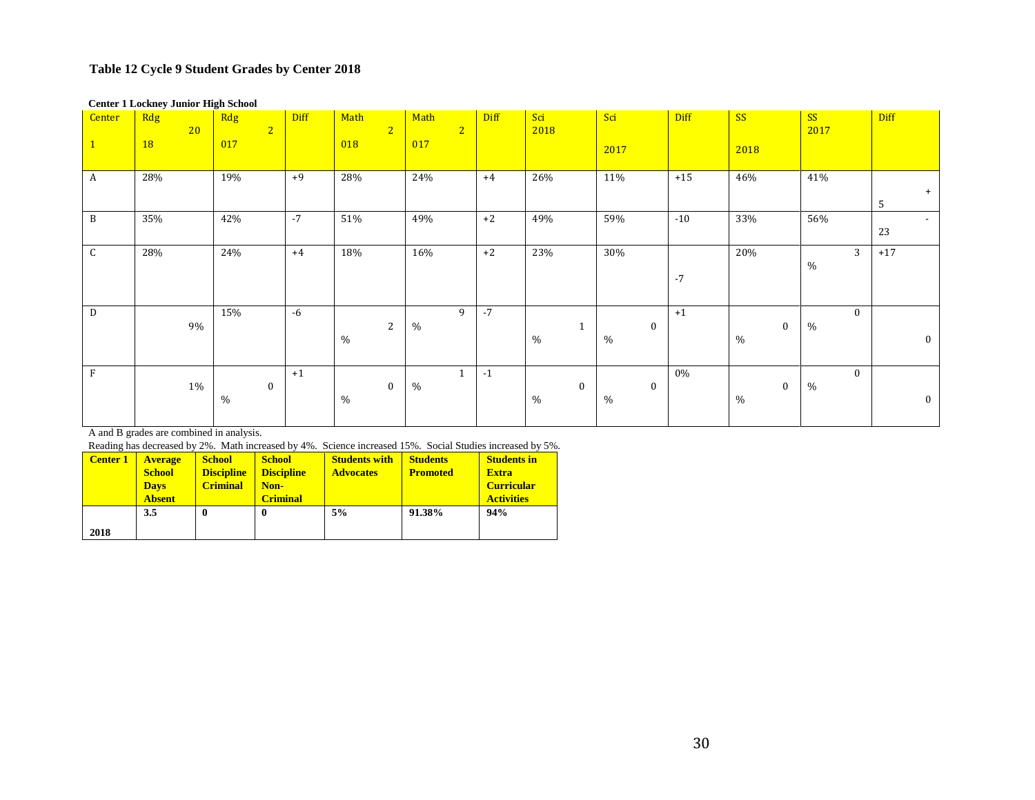### Table 12 Cycle 9 Student Grades by Center 2018

**Center 1 Lockney Junior High School**

| Center 1 | Rdg 2018 | Rdg 2017 | Diff | Math 2018 | Math 2017 | Diff | Sci 2018 | Sci 2017 | Diff | SS 2018 | SS 2017 | Diff |
|---|---|---|---|---|---|---|---|---|---|---|---|---|
| A | 28% | 19% | +9 | 28% | 24% | +4 | 26% | 11% | +15 | 46% | 41% | +5 |
| B | 35% | 42% | -7 | 51% | 49% | +2 | 49% | 59% | -10 | 33% | 56% | -23 |
| C | 28% | 24% | +4 | 18% | 16% | +2 | 23% | 30% | -7 | 20% | 3% | +17 |
| D | 9% | 15% | -6 | 2% | 9% | -7 | 1% | 0% | +1 | 0% | 0% | 0 |
| F | 1% | 0% | +1 | 0% | 1% | -1 | 0% | 0% | 0% | 0% | 0% | 0 |

A and B grades are combined in analysis.

Reading has decreased by 2%. Math increased by 4%. Science increased 15%. Social Studies increased by 5%.

| Center 1 | Average School Days Absent | School Discipline Criminal | School Discipline Non-Criminal | Students with Advocates | Students Promoted | Students in Extra Curricular Activities |
|---|---|---|---|---|---|---|
| 2018 | 3.5 | 0 | 0 | 5% | 91.38% | 94% |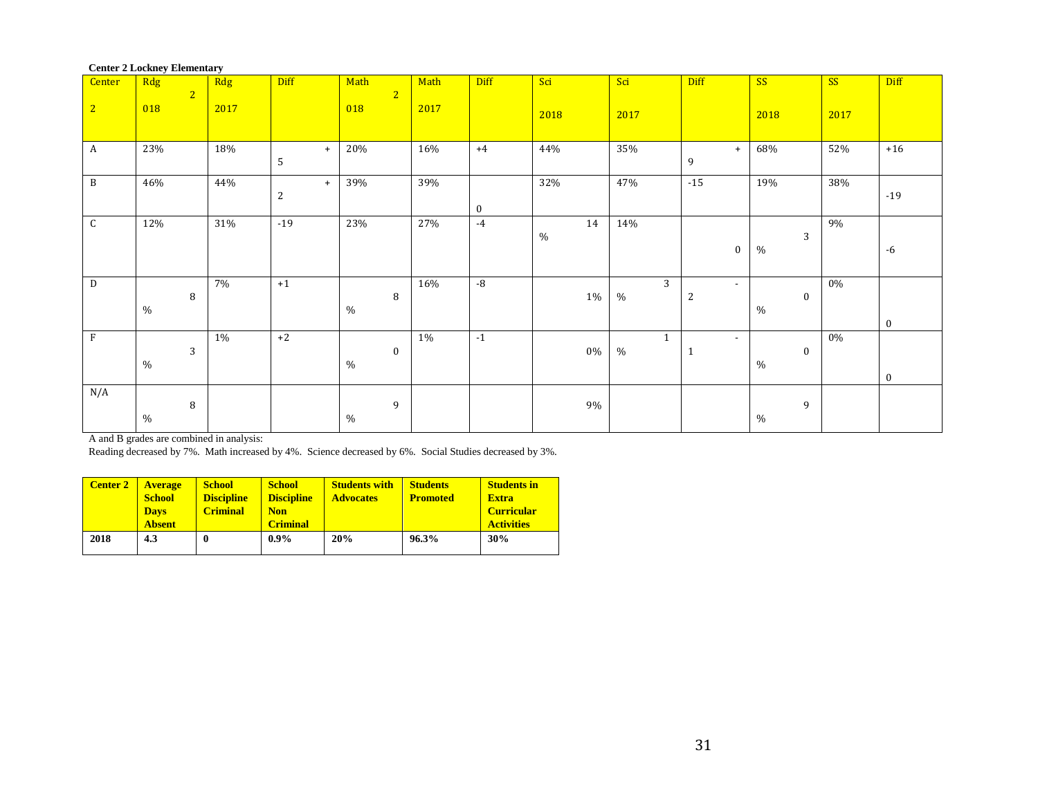**Center 2 Lockney Elementary**

| Center 2 | Rdg 2018 | Rdg 2017 | Diff | Math 2018 | Math 2017 | Diff | Sci 2018 | Sci 2017 | Diff | SS 2018 | SS 2017 | Diff |
|---|---|---|---|---|---|---|---|---|---|---|---|---|
| A | 23% | 18% | +5 | 20% | 16% | +4 | 44% | 35% | +9 | 68% | 52% | +16 |
| B | 46% | 44% | +2 | 39% | 39% | 0 | 32% | 47% | -15 | 19% | 38% | -19 |
| C | 12% | 31% | -19 | 23% | 27% | -4 | 14% | 14% | 0 | 3% | 9% | -6 |
| D | 8% | 7% | +1 | 8% | 16% | -8 | 1% | 3% | -2 | 0% | 0% | 0 |
| F | 3% | 1% | +2 | 0% | 1% | -1 | 0% | 1% | -1 | 0% | 0% | 0 |
| N/A | 8% | | | 9% | | | 9% | | | 9% | | |

A and B grades are combined in analysis:
Reading decreased by 7%. Math increased by 4%. Science decreased by 6%. Social Studies decreased by 3%.

| Center 2 | Average School Days Absent | School Discipline Criminal | School Discipline Non Criminal | Students with Advocates | Students Promoted | Students in Extra Curricular Activities |
|---|---|---|---|---|---|---|
| **2018** | **4.3** | **0** | **0.9%** | **20%** | **96.3%** | **30%** |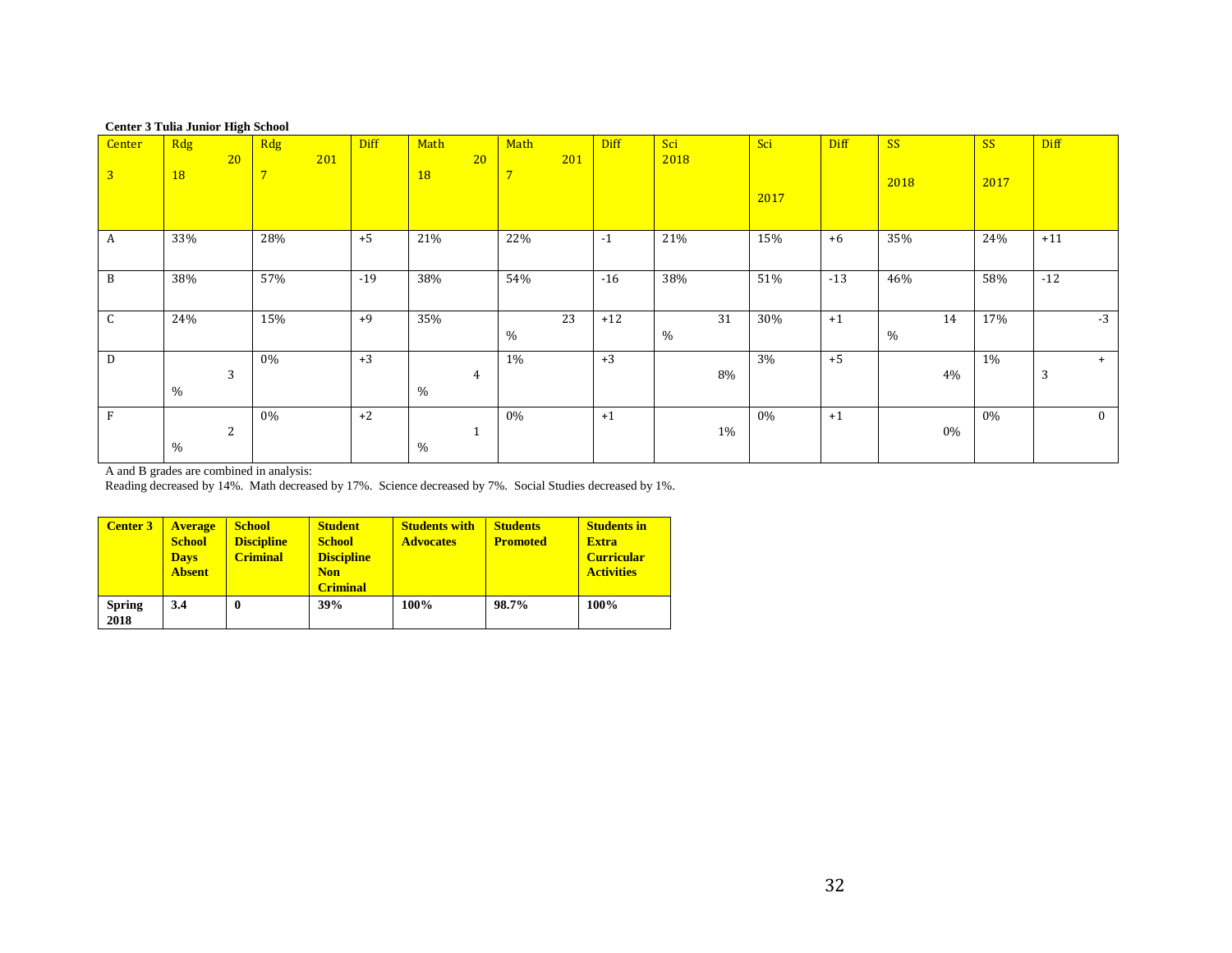**Center 3 Tulia Junior High School**

| Center 3 | Rdg 2018 | Rdg 2017 | Diff | Math 2018 | Math 2017 | Diff | Sci 2018 | Sci 2017 | Diff | SS 2018 | SS 2017 | Diff |
|---|---|---|---|---|---|---|---|---|---|---|---|---|
| A | 33% | 28% | +5 | 21% | 22% | -1 | 21% | 15% | +6 | 35% | 24% | +11 |
| B | 38% | 57% | -19 | 38% | 54% | -16 | 38% | 51% | -13 | 46% | 58% | -12 |
| C | 24% | 15% | +9 | 35% | 23% | +12 | 31% | 30% | +1 | 14% | 17% | -3 |
| D | 3% | 0% | +3 | 4% | 1% | +3 | 8% | 3% | +5 | 4% | 1% | +3 |
| F | 2% | 0% | +2 | 1% | 0% | +1 | 1% | 0% | +1 | 0% | 0% | 0 |

A and B grades are combined in analysis:
Reading decreased by 14%. Math decreased by 17%. Science decreased by 7%. Social Studies decreased by 1%.

| Center 3 | Average School Days Absent | School Discipline Criminal | Student School Discipline Non Criminal | Students with Advocates | Students Promoted | Students in Extra Curricular Activities |
|---|---|---|---|---|---|---|
| **Spring 2018** | **3.4** | **0** | **39%** | **100%** | **98.7%** | **100%** |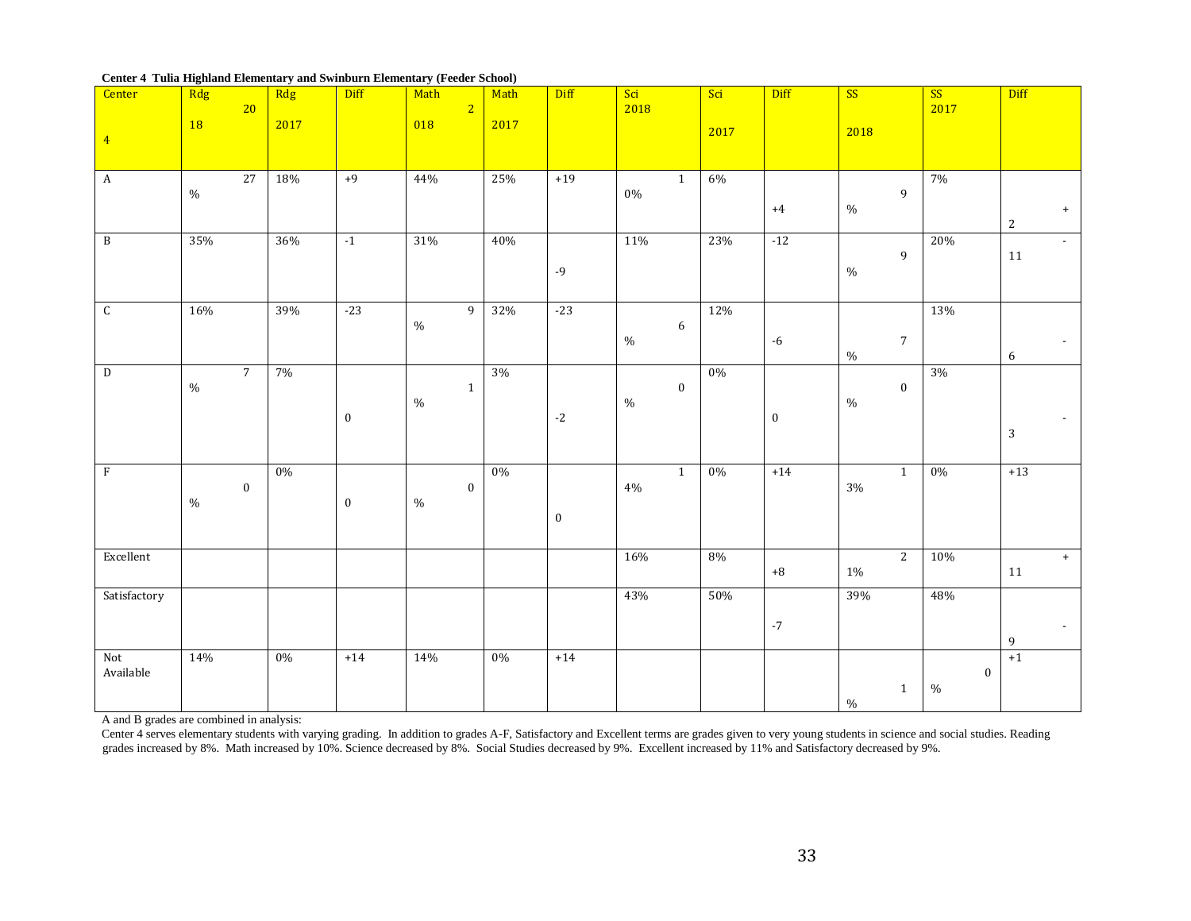**Center 4 Tulia Highland Elementary and Swinburn Elementary (Feeder School)**

| Center 4 | Rdg 2018 | Rdg 2017 | Diff | Math 2018 | Math 2017 | Diff | Sci 2018 | Sci 2017 | Diff | SS 2018 | SS 2017 | Diff |
|---|---|---|---|---|---|---|---|---|---|---|---|---|
| A | 27% | 18% | +9 | 44% | 25% | +19 | 10% | 6% | +4 | 9% | 7% | +2 |
| B | 35% | 36% | -1 | 31% | 40% | -9 | 11% | 23% | -12 | 9% | 20% | -11 |
| C | 16% | 39% | -23 | 9% | 32% | -23 | 6% | 12% | -6 | 7% | 13% | -6 |
| D | 7% | 7% | 0 | 1% | 3% | -2 | 0% | 0% | 0 | 0% | 3% | -3 |
| F | 0% | 0% | 0 | 0% | 0% | 0 | 14% | 0% | +14 | 13% | 0% | +13 |
| Excellent | | | | | | | 16% | 8% | +8 | 21% | 10% | +11 |
| Satisfactory | | | | | | | 43% | 50% | -7 | 39% | 48% | -9 |
| Not Available | 14% | 0% | +14 | 14% | 0% | +14 | | | | 1% | 0% | +1 |

A and B grades are combined in analysis:

Center 4 serves elementary students with varying grading. In addition to grades A-F, Satisfactory and Excellent terms are grades given to very young students in science and social studies. Reading grades increased by 8%. Math increased by 10%. Science decreased by 8%. Social Studies decreased by 9%. Excellent increased by 11% and Satisfactory decreased by 9%.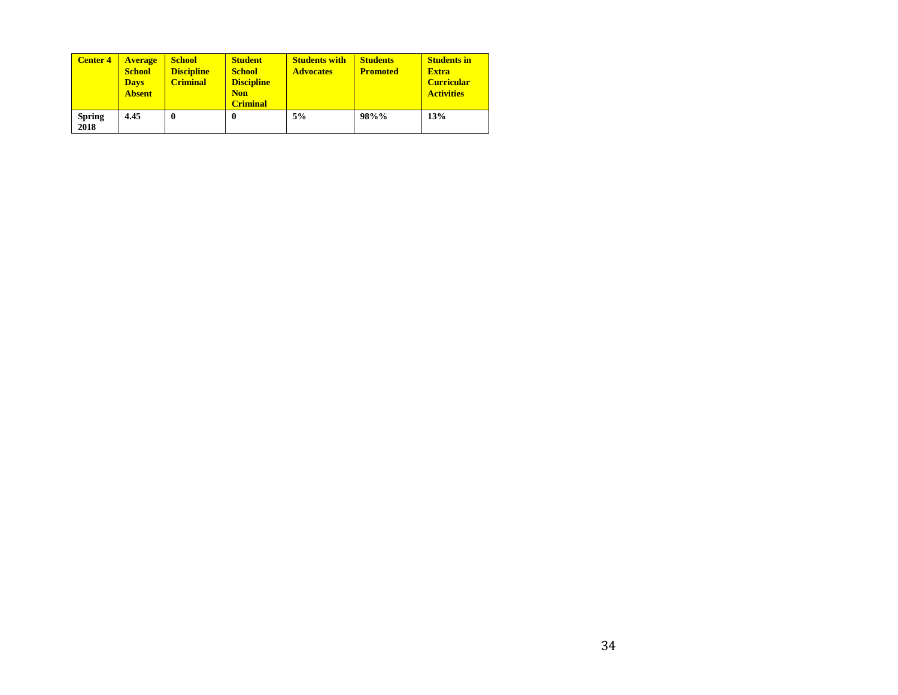| **Center 4** | **Average School Days Absent** | **School Discipline Criminal** | **Student School Discipline Non Criminal** | **Students with Advocates** | **Students Promoted** | **Students in Extra Curricular Activities** |
|---|---|---|---|---|---|---|
| **Spring 2018** | **4.45** | **0** | **0** | **5%** | **98%%** | **13%** |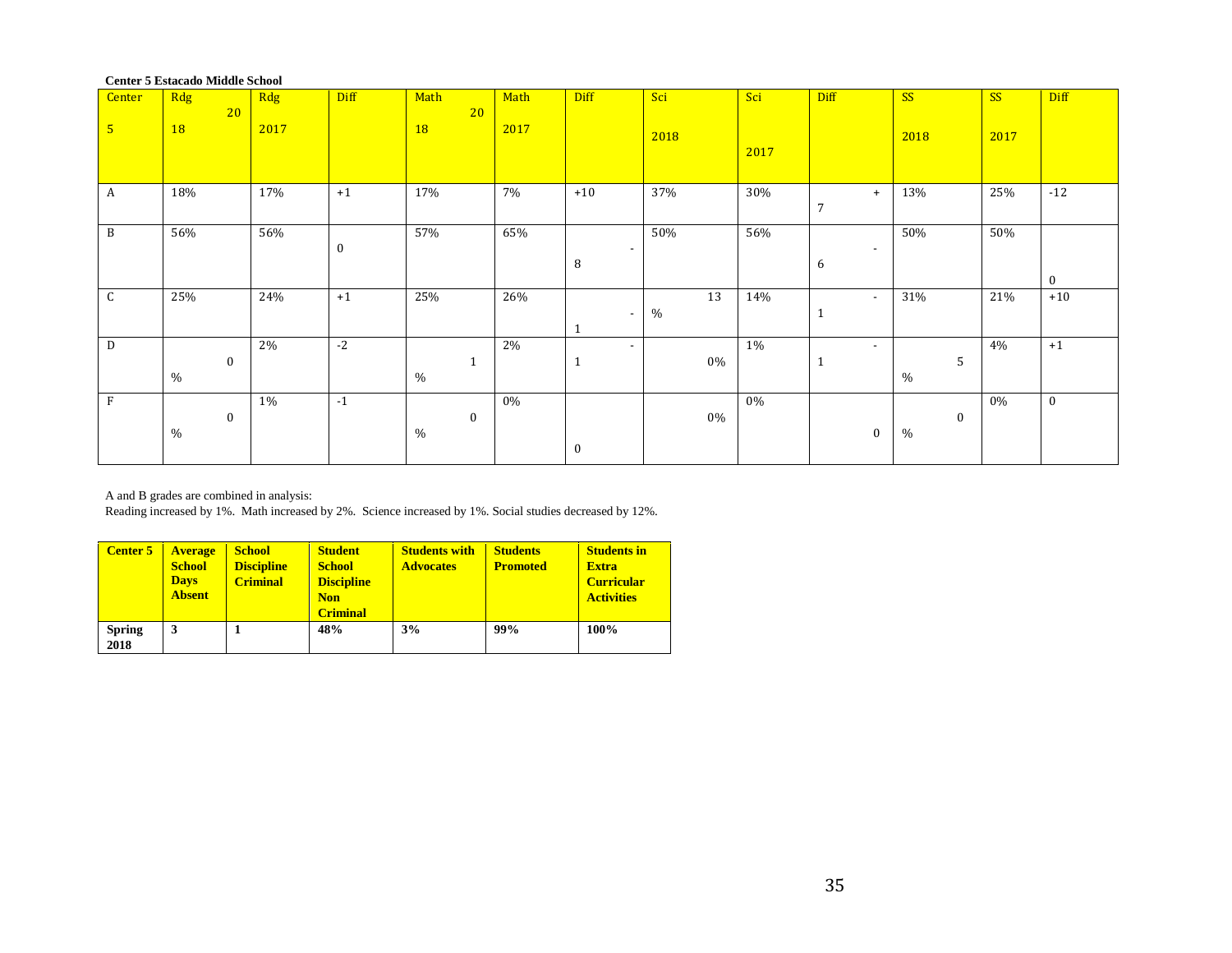**Center 5 Estacado Middle School**

| Center 5 | Rdg 2018 | Rdg 2017 | Diff | Math 2018 | Math 2017 | Diff | Sci 2018 | Sci 2017 | Diff | SS 2018 | SS 2017 | Diff |
|---|---|---|---|---|---|---|---|---|---|---|---|---|
| A | 18% | 17% | +1 | 17% | 7% | +10 | 37% | 30% | +7 | 13% | 25% | -12 |
| B | 56% | 56% | 0 | 57% | 65% | -8 | 50% | 56% | -6 | 50% | 50% | 0 |
| C | 25% | 24% | +1 | 25% | 26% | -1 | 13% | 14% | -1 | 31% | 21% | +10 |
| D | 0% | 2% | -2 | 1% | 2% | -1 | 0% | 1% | -1 | 5% | 4% | +1 |
| F | 0% | 1% | -1 | 0% | 0% | 0 | 0% | 0% | 0 | 0% | 0% | 0 |

A and B grades are combined in analysis:
Reading increased by 1%. Math increased by 2%. Science increased by 1%. Social studies decreased by 12%.

| Center 5 | Average School Days Absent | School Discipline Criminal | Student School Discipline Non Criminal | Students with Advocates | Students Promoted | Students in Extra Curricular Activities |
|---|---|---|---|---|---|---|
| Spring 2018 | 3 | 1 | 48% | 3% | 99% | 100% |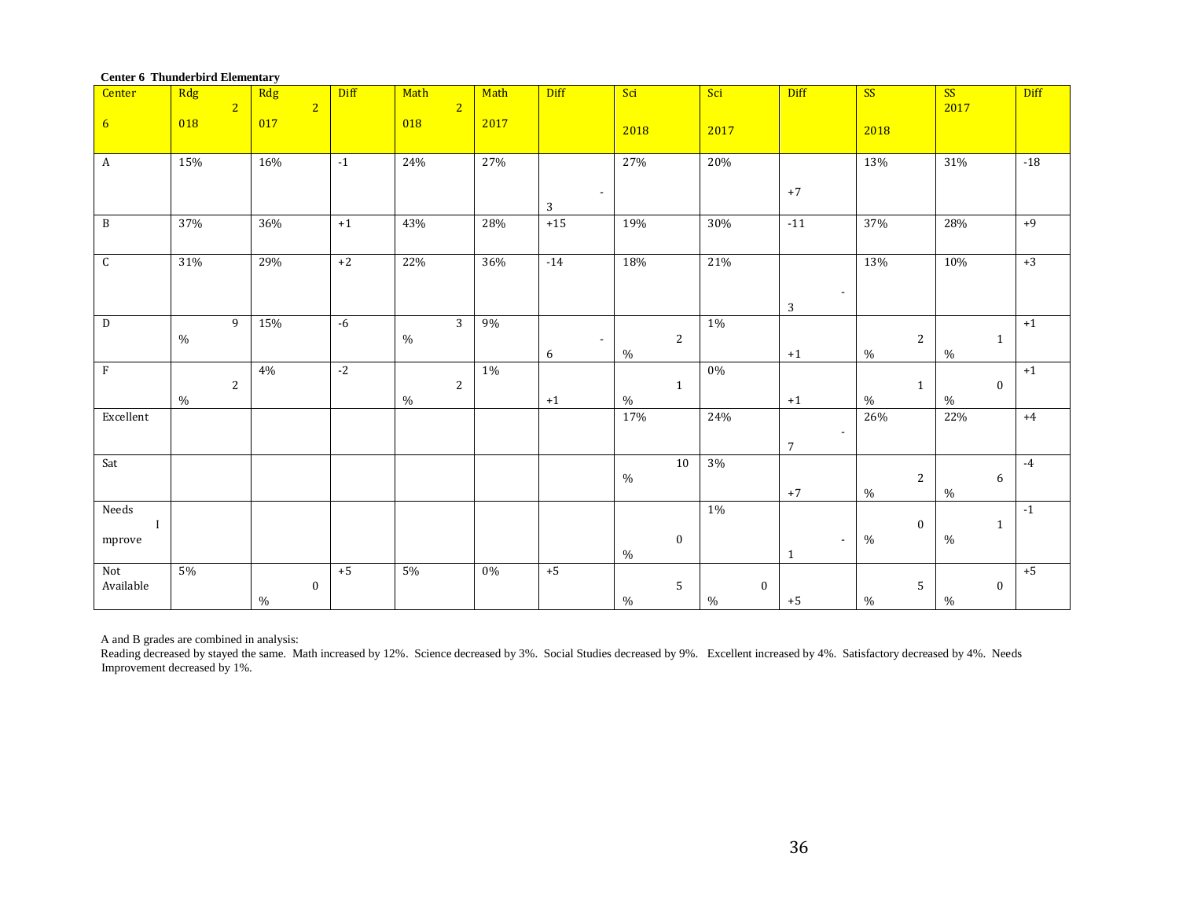**Center 6 Thunderbird Elementary**

| Center 6 | Rdg 2018 | Rdg 2017 | Diff | Math 2018 | Math 2017 | Diff | Sci 2018 | Sci 2017 | Diff | SS 2018 | SS 2017 | Diff |
|---|---|---|---|---|---|---|---|---|---|---|---|---|
| A | 15% | 16% | -1 | 24% | 27% | -3 | 27% | 20% | +7 | 13% | 31% | -18 |
| B | 37% | 36% | +1 | 43% | 28% | +15 | 19% | 30% | -11 | 37% | 28% | +9 |
| C | 31% | 29% | +2 | 22% | 36% | -14 | 18% | 21% | -3 | 13% | 10% | +3 |
| D | 9% | 15% | -6 | 3% | 9% | -6 | 2% | 1% | +1 | 2% | 1% | +1 |
| F | 2% | 4% | -2 | 2% | 1% | +1 | 1% | 0% | +1 | 1% | 0% | +1 |
| Excellent | | | | | | | 17% | 24% | -7 | 26% | 22% | +4 |
| Sat | | | | | | | 10% | 3% | +7 | 2% | 6% | -4 |
| Needs Improve | | | | | | | 0% | 1% | -1 | 0% | 1% | -1 |
| Not Available | 5% | 0% | +5 | 5% | 0% | +5 | 5% | 0% | +5 | 5% | 0% | +5 |

A and B grades are combined in analysis:
Reading decreased by stayed the same. Math increased by 12%. Science decreased by 3%. Social Studies decreased by 9%. Excellent increased by 4%. Satisfactory decreased by 4%. Needs Improvement decreased by 1%.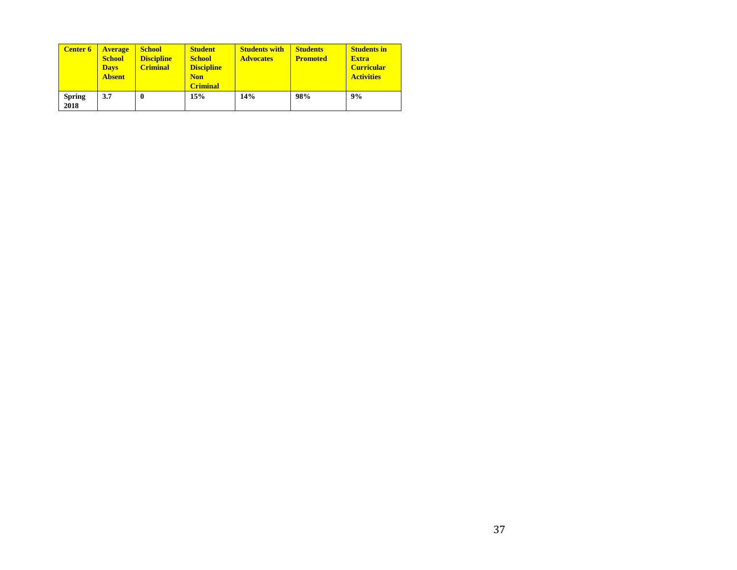| Center 6 | Average School Days Absent | School Discipline Criminal | Student School Discipline Non Criminal | Students with Advocates | Students Promoted | Students in Extra Curricular Activities |
|---|---|---|---|---|---|---|
| Spring 2018 | 3.7 | 0 | 15% | 14% | 98% | 9% |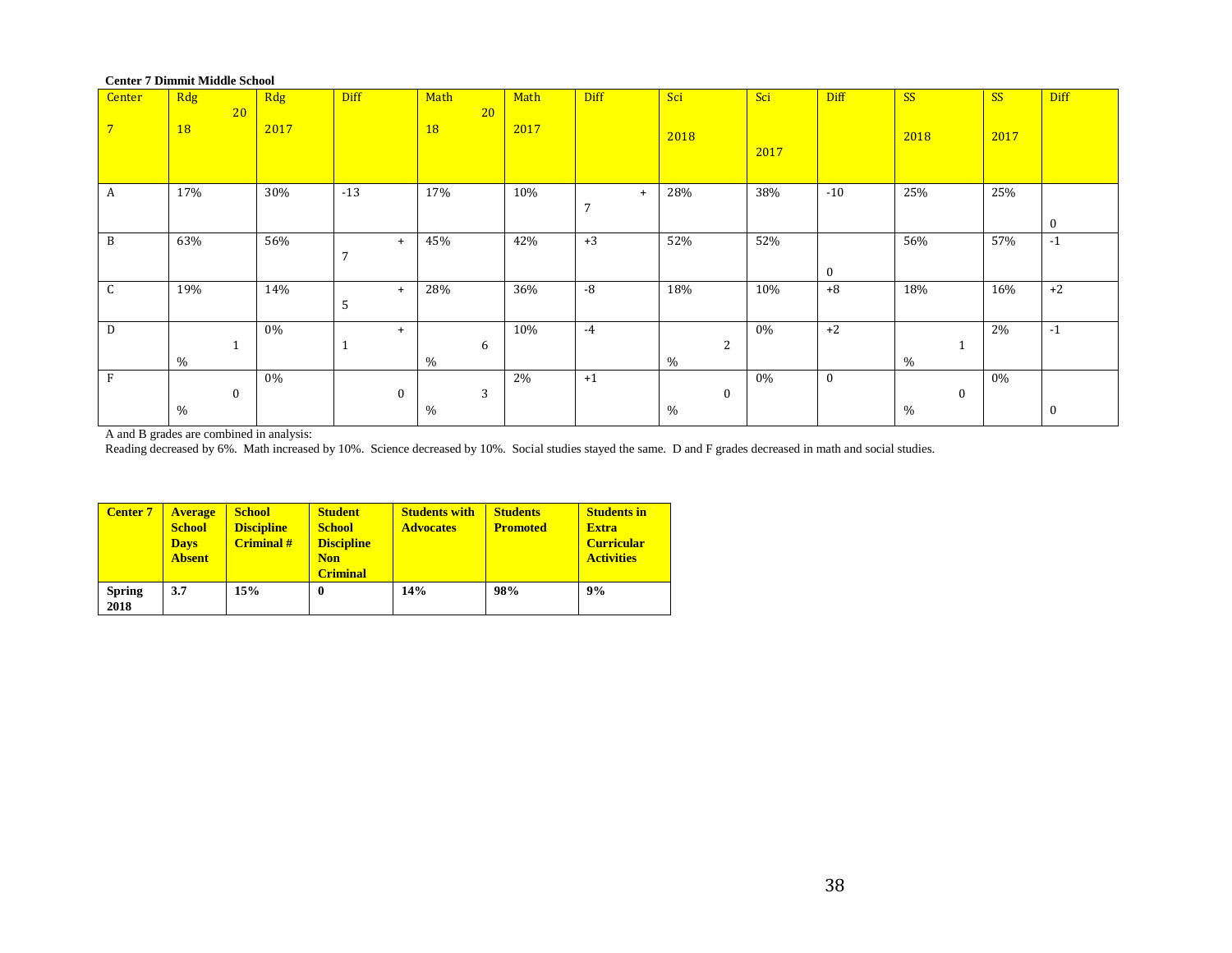**Center 7 Dimmit Middle School**

| Center 7 | Rdg 2018 | Rdg 2017 | Diff | Math 2018 | Math 2017 | Diff | Sci 2018 | Sci 2017 | Diff | SS 2018 | SS 2017 | Diff |
|---|---|---|---|---|---|---|---|---|---|---|---|---|
| A | 17% | 30% | -13 | 17% | 10% | +7 | 28% | 38% | -10 | 25% | 25% | 0 |
| B | 63% | 56% | +7 | 45% | 42% | +3 | 52% | 52% | 0 | 56% | 57% | -1 |
| C | 19% | 14% | +5 | 28% | 36% | -8 | 18% | 10% | +8 | 18% | 16% | +2 |
| D | 1% | 0% | +1 | 6% | 10% | -4 | 2% | 0% | +2 | 1% | 2% | -1 |
| F | 0% | 0% | 0 | 3% | 2% | +1 | 0% | 0% | 0 | 0% | 0% | 0 |

A and B grades are combined in analysis:

Reading decreased by 6%. Math increased by 10%. Science decreased by 10%. Social studies stayed the same. D and F grades decreased in math and social studies.

| Center 7 | Average School Days Absent | School Discipline Criminal # | Student School Discipline Non Criminal | Students with Advocates | Students Promoted | Students in Extra Curricular Activities |
|---|---|---|---|---|---|---|
| **Spring 2018** | **3.7** | **15%** | **0** | **14%** | **98%** | **9%** |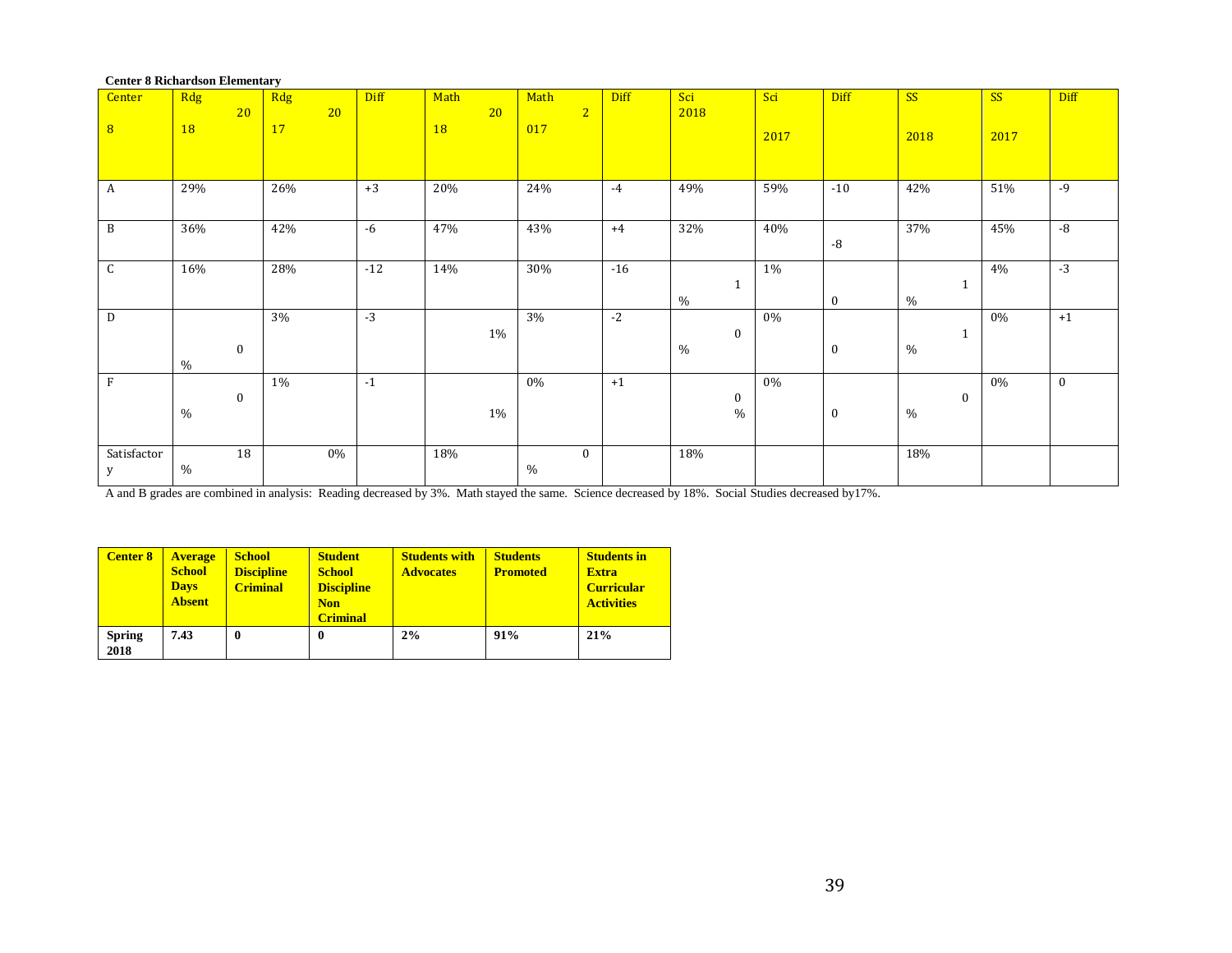**Center 8 Richardson Elementary**

| Center 8 | Rdg 2018 | Rdg 2017 | Diff | Math 2018 | Math 2017 | Diff | Sci 2018 | Sci 2017 | Diff | SS 2018 | SS 2017 | Diff |
|---|---|---|---|---|---|---|---|---|---|---|---|---|
| A | 29% | 26% | +3 | 20% | 24% | -4 | 49% | 59% | -10 | 42% | 51% | -9 |
| B | 36% | 42% | -6 | 47% | 43% | +4 | 32% | 40% | -8 | 37% | 45% | -8 |
| C | 16% | 28% | -12 | 14% | 30% | -16 | 1% | 1% | 0 | 1% | 4% | -3 |
| D | 0% | 3% | -3 | 1% | 3% | -2 | 0% | 0% | 0 | 1% | 0% | +1 |
| F | 0% | 1% | -1 | 1% | 0% | +1 | 0% | 0% | 0 | 0% | 0% | 0 |
| Satisfactory | 18% | 0% | | 18% | 0% | | 18% | | | 18% | | |

A and B grades are combined in analysis: Reading decreased by 3%. Math stayed the same. Science decreased by 18%. Social Studies decreased by17%.

| Center 8 | Average School Days Absent | School Discipline Criminal | Student School Discipline Non Criminal | Students with Advocates | Students Promoted | Students in Extra Curricular Activities |
|---|---|---|---|---|---|---|
| **Spring 2018** | **7.43** | **0** | **0** | **2%** | **91%** | **21%** |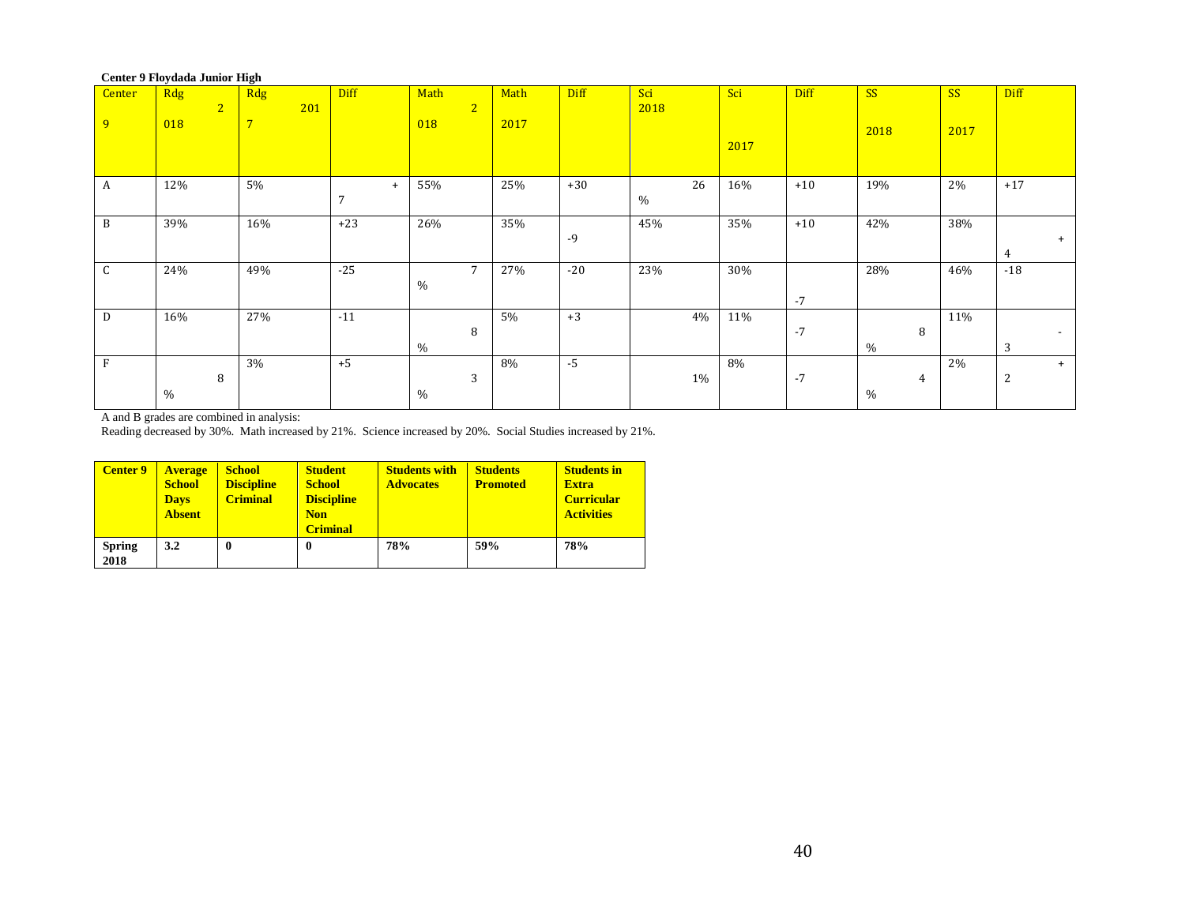**Center 9 Floydada Junior High**

| Center 9 | Rdg 2018 | Rdg 2017 | Diff | Math 2018 | Math 2017 | Diff | Sci 2018 | Sci 2017 | Diff | SS 2018 | SS 2017 | Diff |
|---|---|---|---|---|---|---|---|---|---|---|---|---|
| A | 12% | 5% | +7 | 55% | 25% | +30 | 26% | 16% | +10 | 19% | 2% | +17 |
| B | 39% | 16% | +23 | 26% | 35% | -9 | 45% | 35% | +10 | 42% | 38% | +4 |
| C | 24% | 49% | -25 | 7% | 27% | -20 | 23% | 30% | -7 | 28% | 46% | -18 |
| D | 16% | 27% | -11 | 8% | 5% | +3 | 4% | 11% | -7 | 8% | 11% | -3 |
| F | 8% | 3% | +5 | 3% | 8% | -5 | 1% | 8% | -7 | 4% | 2% | +2 |

A and B grades are combined in analysis:
Reading decreased by 30%. Math increased by 21%. Science increased by 20%. Social Studies increased by 21%.

| Center 9 | Average School Days Absent | School Discipline Criminal | Student School Discipline Non Criminal | Students with Advocates | Students Promoted | Students in Extra Curricular Activities |
|---|---|---|---|---|---|---|
| Spring 2018 | 3.2 | 0 | 0 | 78% | 59% | 78% |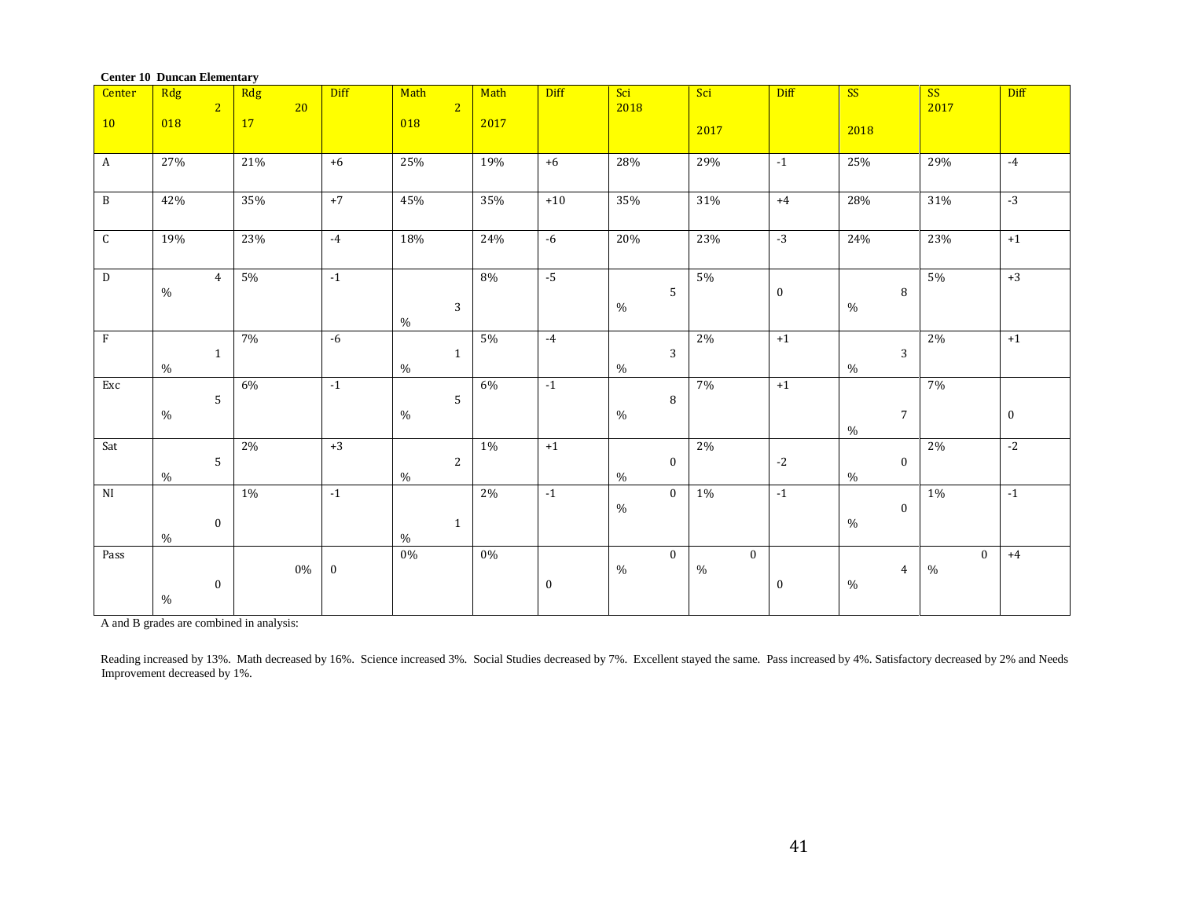**Center 10 Duncan Elementary**

| Center 10 | Rdg 2018 | Rdg 2017 | Diff | Math 2018 | Math 2017 | Diff | Sci 2018 | Sci 2017 | Diff | SS 2018 | SS 2017 | Diff |
|---|---|---|---|---|---|---|---|---|---|---|---|---|
| A | 27% | 21% | +6 | 25% | 19% | +6 | 28% | 29% | -1 | 25% | 29% | -4 |
| B | 42% | 35% | +7 | 45% | 35% | +10 | 35% | 31% | +4 | 28% | 31% | -3 |
| C | 19% | 23% | -4 | 18% | 24% | -6 | 20% | 23% | -3 | 24% | 23% | +1 |
| D | 4% | 5% | -1 | 3% | 8% | -5 | 5% | 5% | 0 | 8% | 5% | +3 |
| F | 1% | 7% | -6 | 1% | 5% | -4 | 3% | 2% | +1 | 3% | 2% | +1 |
| Exc | 5% | 6% | -1 | 5% | 6% | -1 | 8% | 7% | +1 | 7% | 7% | 0 |
| Sat | 5% | 2% | +3 | 2% | 1% | +1 | 0% | 2% | -2 | 0% | 2% | -2 |
| NI | 0% | 1% | -1 | 1% | 2% | -1 | 0% | 1% | -1 | 0% | 1% | -1 |
| Pass | 0% | 0% | 0 | 0% | 0% | 0 | 0% | 0% | 0 | 4% | 0% | +4 |

A and B grades are combined in analysis:

Reading increased by 13%. Math decreased by 16%. Science increased 3%. Social Studies decreased by 7%. Excellent stayed the same. Pass increased by 4%. Satisfactory decreased by 2% and Needs Improvement decreased by 1%.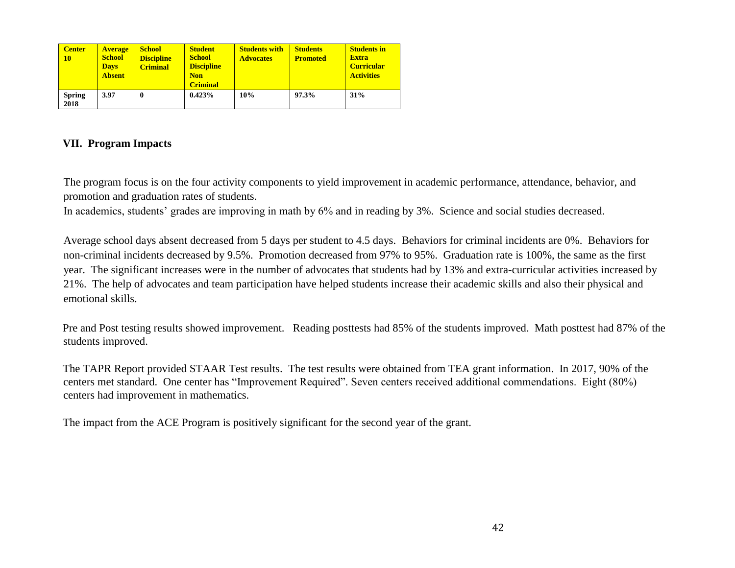| Center 10 | Average School Days Absent | School Discipline Criminal | Student School Discipline Non Criminal | Students with Advocates | Students Promoted | Students in Extra Curricular Activities |
|---|---|---|---|---|---|---|
| Spring 2018 | 3.97 | 0 | 0.423% | 10% | 97.3% | 31% |

## VII. Program Impacts

The program focus is on the four activity components to yield improvement in academic performance, attendance, behavior, and promotion and graduation rates of students.

In academics, students' grades are improving in math by 6% and in reading by 3%. Science and social studies decreased.

Average school days absent decreased from 5 days per student to 4.5 days. Behaviors for criminal incidents are 0%. Behaviors for non-criminal incidents decreased by 9.5%. Promotion decreased from 97% to 95%. Graduation rate is 100%, the same as the first year. The significant increases were in the number of advocates that students had by 13% and extra-curricular activities increased by 21%. The help of advocates and team participation have helped students increase their academic skills and also their physical and emotional skills.

Pre and Post testing results showed improvement. Reading posttests had 85% of the students improved. Math posttest had 87% of the students improved.

The TAPR Report provided STAAR Test results. The test results were obtained from TEA grant information. In 2017, 90% of the centers met standard. One center has "Improvement Required". Seven centers received additional commendations. Eight (80%) centers had improvement in mathematics.

The impact from the ACE Program is positively significant for the second year of the grant.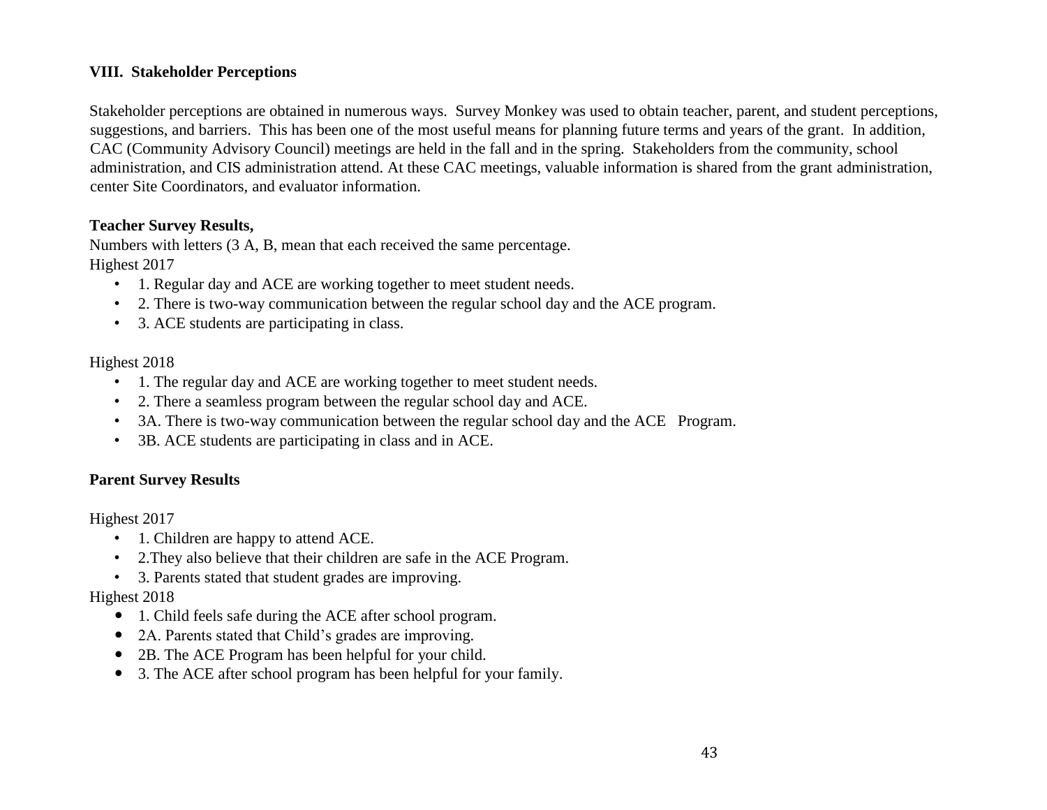### VIII. Stakeholder Perceptions

Stakeholder perceptions are obtained in numerous ways. Survey Monkey was used to obtain teacher, parent, and student perceptions, suggestions, and barriers. This has been one of the most useful means for planning future terms and years of the grant. In addition, CAC (Community Advisory Council) meetings are held in the fall and in the spring. Stakeholders from the community, school administration, and CIS administration attend. At these CAC meetings, valuable information is shared from the grant administration, center Site Coordinators, and evaluator information.

**Teacher Survey Results,**

Numbers with letters (3 A, B, mean that each received the same percentage.

Highest 2017

- 1. Regular day and ACE are working together to meet student needs.
- 2. There is two-way communication between the regular school day and the ACE program.
- 3. ACE students are participating in class.

Highest 2018

- 1. The regular day and ACE are working together to meet student needs.
- 2. There a seamless program between the regular school day and ACE.
- 3A. There is two-way communication between the regular school day and the ACE Program.
- 3B. ACE students are participating in class and in ACE.

**Parent Survey Results**

Highest 2017

- 1. Children are happy to attend ACE.
- 2.They also believe that their children are safe in the ACE Program.
- 3. Parents stated that student grades are improving.

Highest 2018

- 1. Child feels safe during the ACE after school program.
- 2A. Parents stated that Child's grades are improving.
- 2B. The ACE Program has been helpful for your child.
- 3. The ACE after school program has been helpful for your family.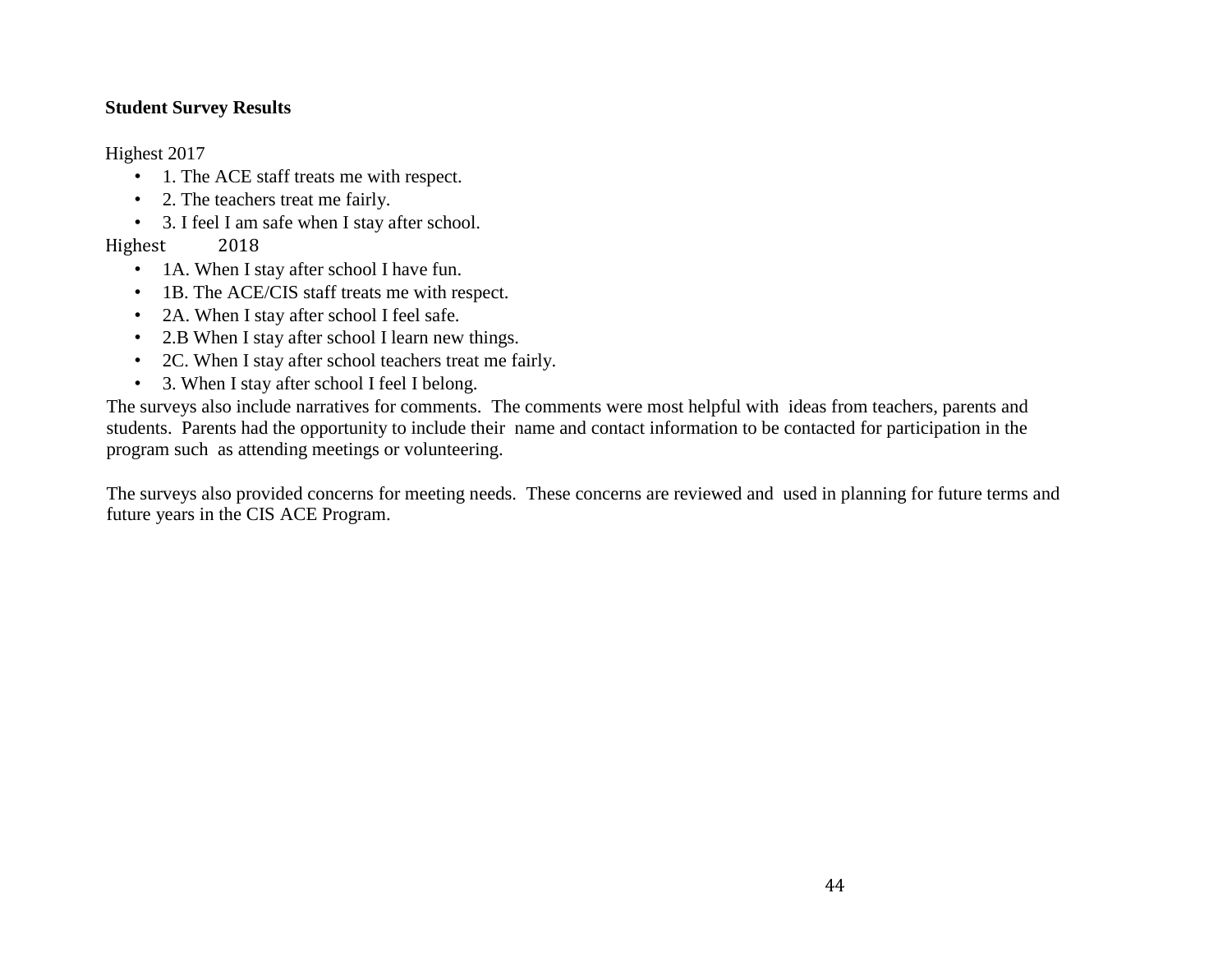**Student Survey Results**

Highest 2017

- 1. The ACE staff treats me with respect.
- 2. The teachers treat me fairly.
- 3. I feel I am safe when I stay after school.

Highest 2018

- 1A. When I stay after school I have fun.
- 1B. The ACE/CIS staff treats me with respect.
- 2A. When I stay after school I feel safe.
- 2.B When I stay after school I learn new things.
- 2C. When I stay after school teachers treat me fairly.
- 3. When I stay after school I feel I belong.

The surveys also include narratives for comments. The comments were most helpful with ideas from teachers, parents and students. Parents had the opportunity to include their name and contact information to be contacted for participation in the program such as attending meetings or volunteering.

The surveys also provided concerns for meeting needs. These concerns are reviewed and used in planning for future terms and future years in the CIS ACE Program.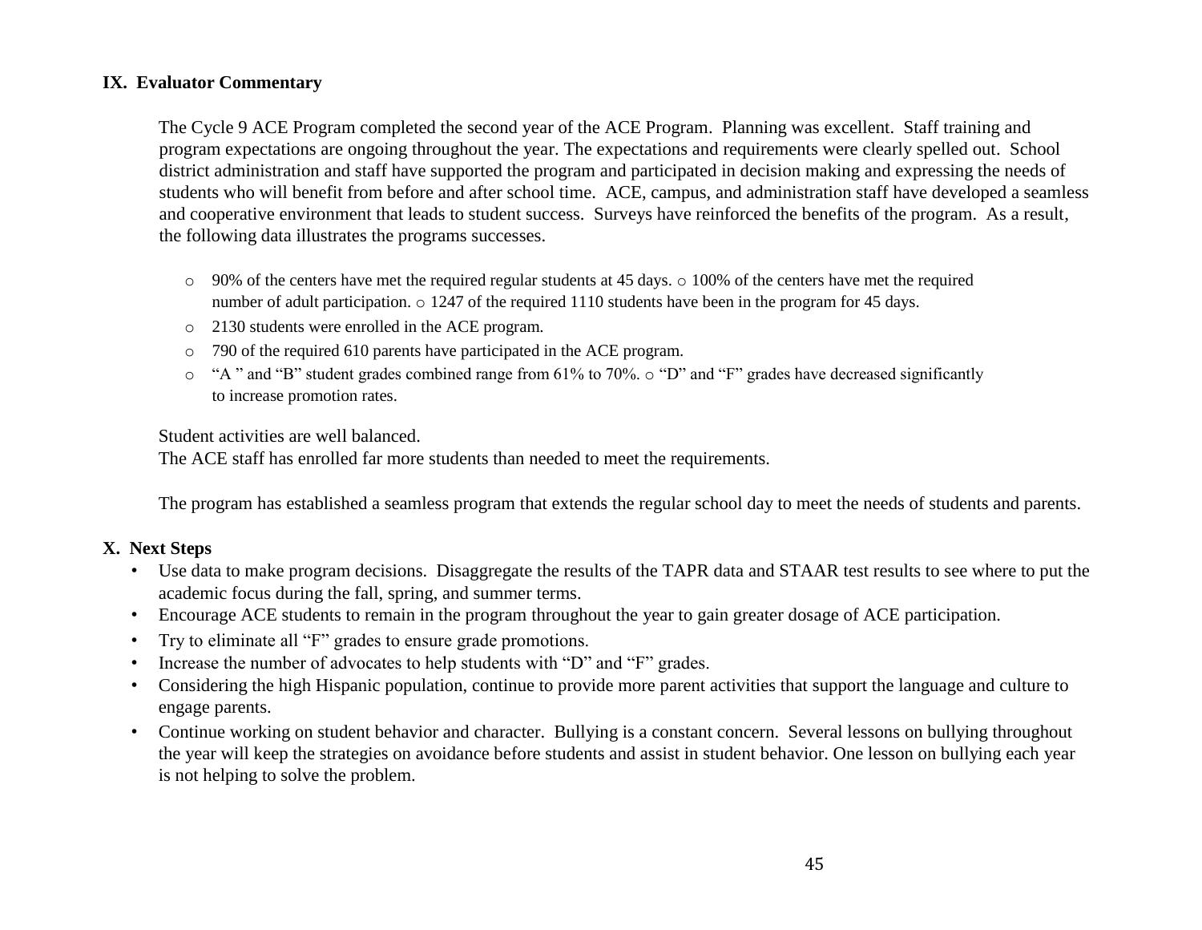## IX. Evaluator Commentary

The Cycle 9 ACE Program completed the second year of the ACE Program. Planning was excellent. Staff training and program expectations are ongoing throughout the year. The expectations and requirements were clearly spelled out. School district administration and staff have supported the program and participated in decision making and expressing the needs of students who will benefit from before and after school time. ACE, campus, and administration staff have developed a seamless and cooperative environment that leads to student success. Surveys have reinforced the benefits of the program. As a result, the following data illustrates the programs successes.

- 90% of the centers have met the required regular students at 45 days.
- 100% of the centers have met the required number of adult participation.
- 1247 of the required 1110 students have been in the program for 45 days.
- 2130 students were enrolled in the ACE program.
- 790 of the required 610 parents have participated in the ACE program.
- "A " and "B" student grades combined range from 61% to 70%.
- "D" and "F" grades have decreased significantly to increase promotion rates.

Student activities are well balanced.
The ACE staff has enrolled far more students than needed to meet the requirements.

The program has established a seamless program that extends the regular school day to meet the needs of students and parents.

## X. Next Steps

- Use data to make program decisions. Disaggregate the results of the TAPR data and STAAR test results to see where to put the academic focus during the fall, spring, and summer terms.
- Encourage ACE students to remain in the program throughout the year to gain greater dosage of ACE participation.
- Try to eliminate all "F" grades to ensure grade promotions.
- Increase the number of advocates to help students with "D" and "F" grades.
- Considering the high Hispanic population, continue to provide more parent activities that support the language and culture to engage parents.
- Continue working on student behavior and character. Bullying is a constant concern. Several lessons on bullying throughout the year will keep the strategies on avoidance before students and assist in student behavior. One lesson on bullying each year is not helping to solve the problem.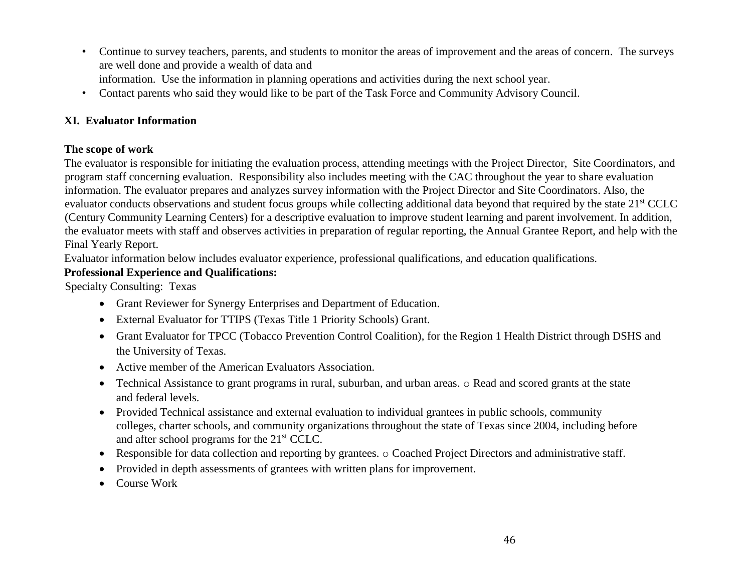- Continue to survey teachers, parents, and students to monitor the areas of improvement and the areas of concern. The surveys are well done and provide a wealth of data and information. Use the information in planning operations and activities during the next school year.
- Contact parents who said they would like to be part of the Task Force and Community Advisory Council.

## XI. Evaluator Information

**The scope of work**

The evaluator is responsible for initiating the evaluation process, attending meetings with the Project Director, Site Coordinators, and program staff concerning evaluation. Responsibility also includes meeting with the CAC throughout the year to share evaluation information. The evaluator prepares and analyzes survey information with the Project Director and Site Coordinators. Also, the evaluator conducts observations and student focus groups while collecting additional data beyond that required by the state 21st CCLC (Century Community Learning Centers) for a descriptive evaluation to improve student learning and parent involvement. In addition, the evaluator meets with staff and observes activities in preparation of regular reporting, the Annual Grantee Report, and help with the Final Yearly Report.

Evaluator information below includes evaluator experience, professional qualifications, and education qualifications.

**Professional Experience and Qualifications:**

Specialty Consulting: Texas

- Grant Reviewer for Synergy Enterprises and Department of Education.
- External Evaluator for TTIPS (Texas Title 1 Priority Schools) Grant.
- Grant Evaluator for TPCC (Tobacco Prevention Control Coalition), for the Region 1 Health District through DSHS and the University of Texas.
- Active member of the American Evaluators Association.
- Technical Assistance to grant programs in rural, suburban, and urban areas. ○ Read and scored grants at the state and federal levels.
- Provided Technical assistance and external evaluation to individual grantees in public schools, community colleges, charter schools, and community organizations throughout the state of Texas since 2004, including before and after school programs for the 21st CCLC.
- Responsible for data collection and reporting by grantees. ○ Coached Project Directors and administrative staff.
- Provided in depth assessments of grantees with written plans for improvement.
- Course Work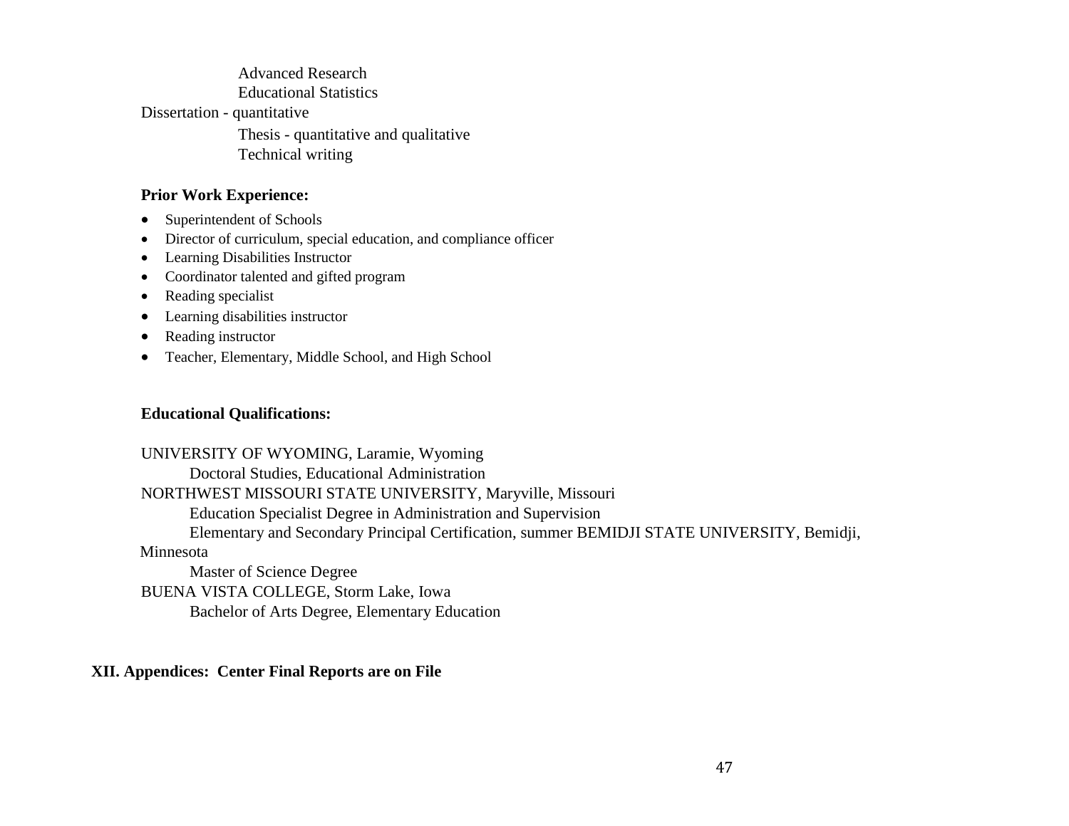Advanced Research
Educational Statistics
Dissertation - quantitative
Thesis - quantitative and qualitative
Technical writing

**Prior Work Experience:**

- Superintendent of Schools
- Director of curriculum, special education, and compliance officer
- Learning Disabilities Instructor
- Coordinator talented and gifted program
- Reading specialist
- Learning disabilities instructor
- Reading instructor
- Teacher, Elementary, Middle School, and High School

**Educational Qualifications:**

UNIVERSITY OF WYOMING, Laramie, Wyoming
Doctoral Studies, Educational Administration
NORTHWEST MISSOURI STATE UNIVERSITY, Maryville, Missouri
Education Specialist Degree in Administration and Supervision
Elementary and Secondary Principal Certification, summer BEMIDJI STATE UNIVERSITY, Bemidji, Minnesota
Master of Science Degree
BUENA VISTA COLLEGE, Storm Lake, Iowa
Bachelor of Arts Degree, Elementary Education

## XII. Appendices: Center Final Reports are on File